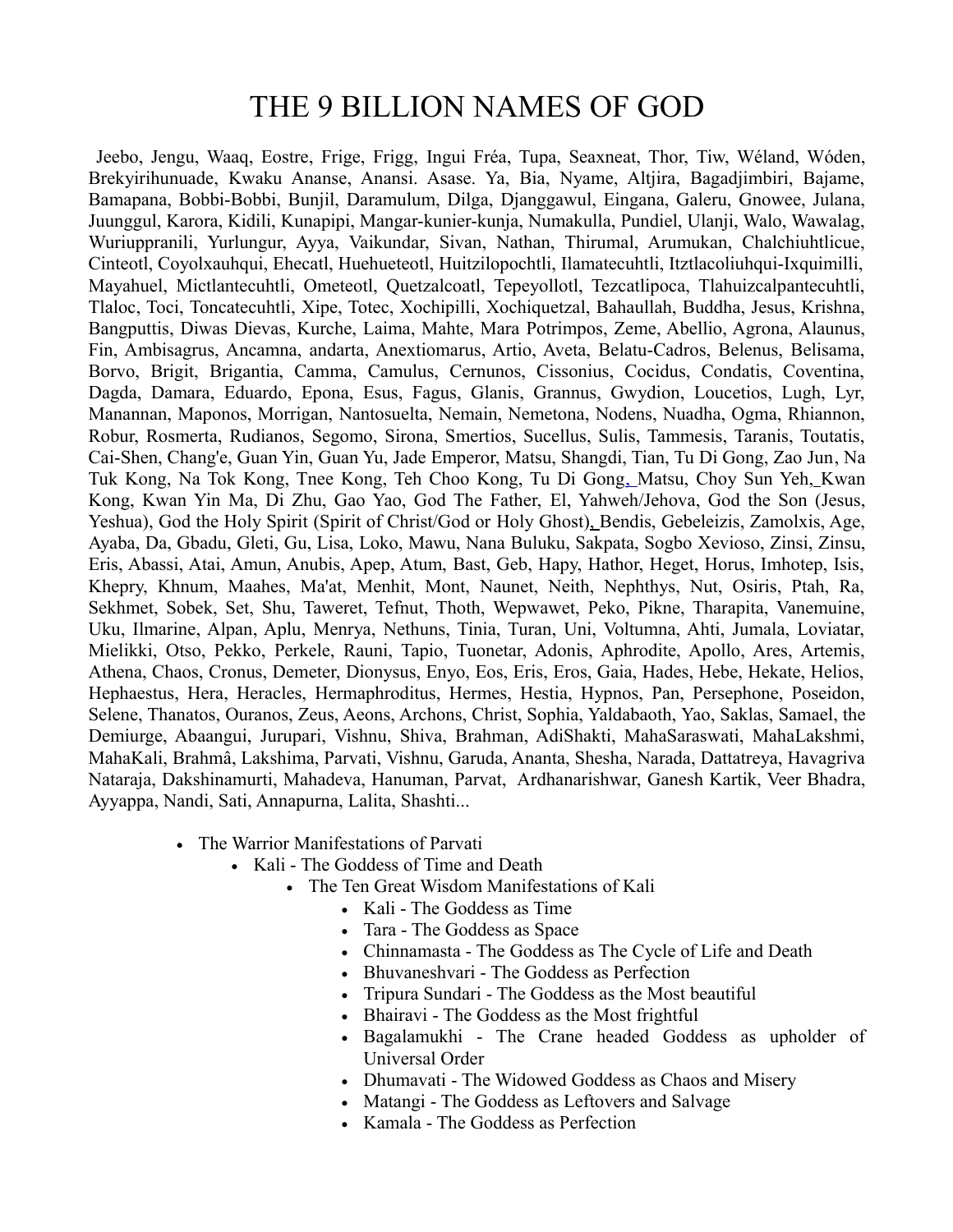# THE 9 BILLION NAMES OF GOD

Jeebo, Jengu, Waaq, Eostre, Frige, Frigg, Ingui Fréa, Tupa, Seaxneat, Thor, Tiw, Wéland, Wóden, Brekyirihunuade, Kwaku Ananse, Anansi. Asase. Ya, Bia, Nyame, Altjira, Bagadjimbiri, Bajame, Bamapana, Bobbi-Bobbi, Bunjil, Daramulum, Dilga, Djanggawul, Eingana, Galeru, Gnowee, Julana, Juunggul, Karora, Kidili, Kunapipi, Mangar-kunier-kunja, Numakulla, Pundiel, Ulanji, Walo, Wawalag, Wuriuppranili, Yurlungur, Ayya, Vaikundar, Sivan, Nathan, Thirumal, Arumukan, Chalchiuhtlicue, Cinteotl, Coyolxauhqui, Ehecatl, Huehueteotl, Huitzilopochtli, Ilamatecuhtli, Itztlacoliuhqui-Ixquimilli, Mayahuel, Mictlantecuhtli, Ometeotl, Quetzalcoatl, Tepeyollotl, Tezcatlipoca, Tlahuizcalpantecuhtli, Tlaloc, Toci, Toncatecuhtli, Xipe, Totec, Xochipilli, Xochiquetzal, Bahaullah, Buddha, Jesus, Krishna, Bangputtis, Diwas Dievas, Kurche, Laima, Mahte, Mara Potrimpos, Zeme, Abellio, Agrona, Alaunus, Fin, Ambisagrus, Ancamna, andarta, Anextiomarus, Artio, Aveta, Belatu-Cadros, Belenus, Belisama, Borvo, Brigit, Brigantia, Camma, Camulus, Cernunos, Cissonius, Cocidus, Condatis, Coventina, Dagda, Damara, Eduardo, Epona, Esus, Fagus, Glanis, Grannus, Gwydion, Loucetios, Lugh, Lyr, Manannan, Maponos, Morrigan, Nantosuelta, Nemain, Nemetona, Nodens, Nuadha, Ogma, Rhiannon, Robur, Rosmerta, Rudianos, Segomo, Sirona, Smertios, Sucellus, Sulis, Tammesis, Taranis, Toutatis, Cai-Shen, Chang'e, Guan Yin, Guan Yu, Jade Emperor, Matsu, Shangdi, Tian, Tu Di Gong, Zao Jun, Na Tuk Kong, Na Tok Kong, Tnee Kong, Teh Choo Kong, Tu Di Gong, Matsu, Choy Sun Yeh, Kwan Kong, Kwan Yin Ma, Di Zhu, Gao Yao, God The Father, El, Yahweh/Jehova, God the Son (Jesus, Yeshua), God the Holy Spirit (Spirit of Christ/God or Holy Ghost), Bendis, Gebeleizis, Zamolxis, Age, Ayaba, Da, Gbadu, Gleti, Gu, Lisa, Loko, Mawu, Nana Buluku, Sakpata, Sogbo Xevioso, Zinsi, Zinsu, Eris, Abassi, Atai, Amun, Anubis, Apep, Atum, Bast, Geb, Hapy, Hathor, Heget, Horus, Imhotep, Isis, Khepry, Khnum, Maahes, Ma'at, Menhit, Mont, Naunet, Neith, Nephthys, Nut, Osiris, Ptah, Ra, Sekhmet, Sobek, Set, Shu, Taweret, Tefnut, Thoth, Wepwawet, Peko, Pikne, Tharapita, Vanemuine, Uku, Ilmarine, Alpan, Aplu, Menrya, Nethuns, Tinia, Turan, Uni, Voltumna, Ahti, Jumala, Loviatar, Mielikki, Otso, Pekko, Perkele, Rauni, Tapio, Tuonetar, Adonis, Aphrodite, Apollo, Ares, Artemis, Athena, Chaos, Cronus, Demeter, Dionysus, Enyo, Eos, Eris, Eros, Gaia, Hades, Hebe, Hekate, Helios, Hephaestus, Hera, Heracles, Hermaphroditus, Hermes, Hestia, Hypnos, Pan, Persephone, Poseidon, Selene, Thanatos, Ouranos, Zeus, Aeons, Archons, Christ, Sophia, Yaldabaoth, Yao, Saklas, Samael, the Demiurge, Abaangui, Jurupari, Vishnu, Shiva, Brahman, AdiShakti, MahaSaraswati, MahaLakshmi, MahaKali, Brahmâ, Lakshima, Parvati, Vishnu, Garuda, Ananta, Shesha, Narada, Dattatreya, Havagriva Nataraja, Dakshinamurti, Mahadeva, Hanuman, Parvat, Ardhanarishwar, Ganesh Kartik, Veer Bhadra, Ayyappa, Nandi, Sati, Annapurna, Lalita, Shashti...

- The Warrior Manifestations of Parvati
  - Kali - The Goddess of Time and Death
    - The Ten Great Wisdom Manifestations of Kali
      - Kali - The Goddess as Time
      - Tara - The Goddess as Space
      - Chinnamasta - The Goddess as The Cycle of Life and Death
      - Bhuvaneshvari - The Goddess as Perfection
      - Tripura Sundari - The Goddess as the Most beautiful
      - Bhairavi - The Goddess as the Most frightful
      - Bagalamukhi - The Crane headed Goddess as upholder of Universal Order
      - Dhumavati - The Widowed Goddess as Chaos and Misery
      - Matangi - The Goddess as Leftovers and Salvage
      - Kamala - The Goddess as Perfection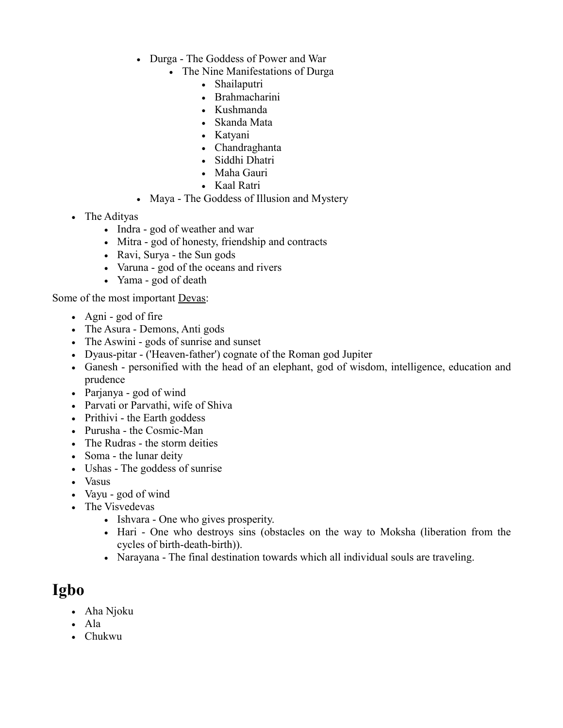- Durga - The Goddess of Power and War
      - The Nine Manifestations of Durga
        - Shailaputri
        - Brahmacharini
        - Kushmanda
        - Skanda Mata
        - Katyani
        - Chandraghanta
        - Siddhi Dhatri
        - Maha Gauri
        - Kaal Ratri
    - Maya - The Goddess of Illusion and Mystery
- The Adityas
  - Indra - god of weather and war
  - Mitra - god of honesty, friendship and contracts
  - Ravi, Surya - the Sun gods
  - Varuna - god of the oceans and rivers
  - Yama - god of death

Some of the most important Devas:

- Agni - god of fire
- The Asura - Demons, Anti gods
- The Aswini - gods of sunrise and sunset
- Dyaus-pitar - ('Heaven-father') cognate of the Roman god Jupiter
- Ganesh - personified with the head of an elephant, god of wisdom, intelligence, education and prudence
- Parjanya - god of wind
- Parvati or Parvathi, wife of Shiva
- Prithivi - the Earth goddess
- Purusha - the Cosmic-Man
- The Rudras - the storm deities
- Soma - the lunar deity
- Ushas - The goddess of sunrise
- Vasus
- Vayu - god of wind
- The Visvedevas
  - Ishvara - One who gives prosperity.
  - Hari - One who destroys sins (obstacles on the way to Moksha (liberation from the cycles of birth-death-birth)).
  - Narayana - The final destination towards which all individual souls are traveling.

## Igbo

- Aha Njoku
- Ala
- Chukwu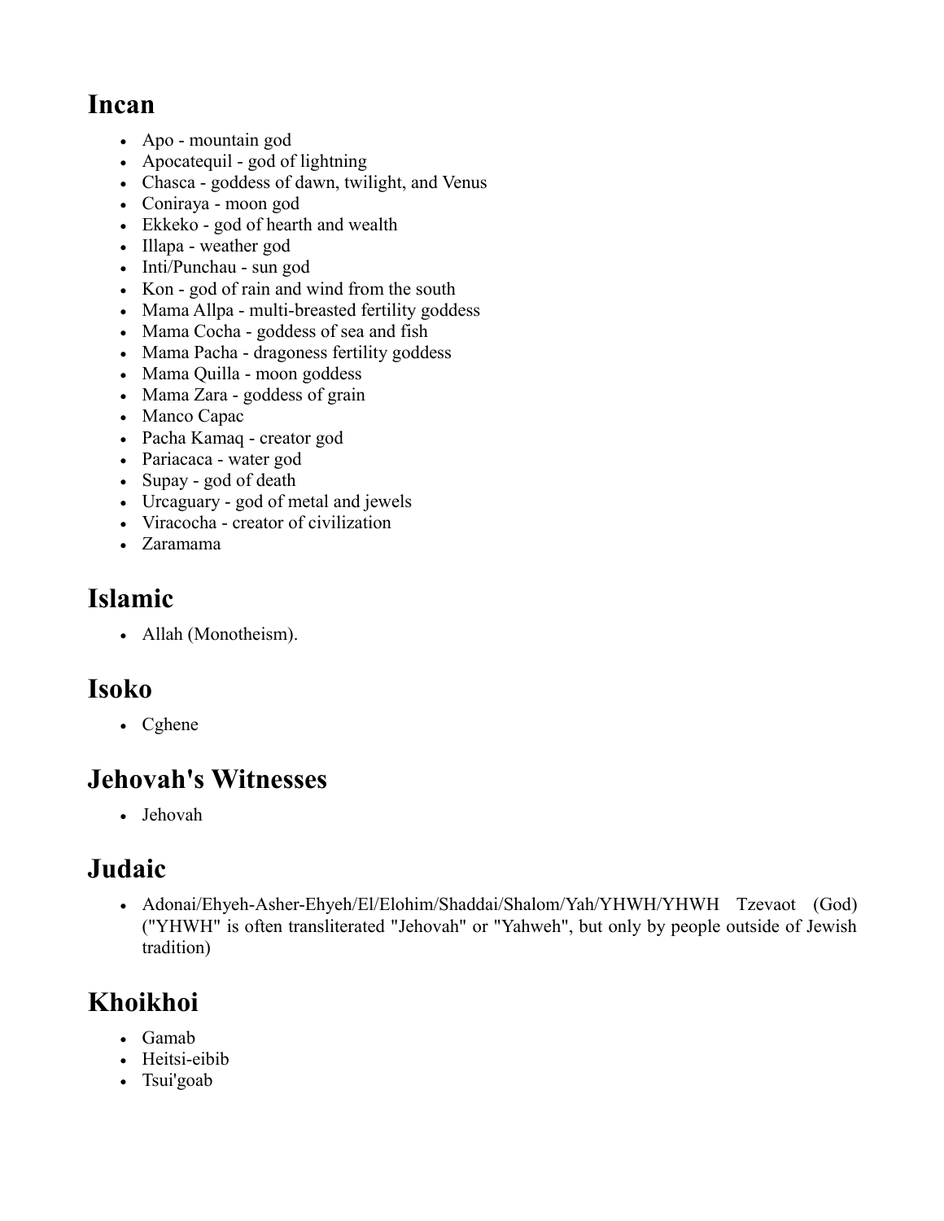## Incan

- Apo - mountain god
- Apocatequil - god of lightning
- Chasca - goddess of dawn, twilight, and Venus
- Coniraya - moon god
- Ekkeko - god of hearth and wealth
- Illapa - weather god
- Inti/Punchau - sun god
- Kon - god of rain and wind from the south
- Mama Allpa - multi-breasted fertility goddess
- Mama Cocha - goddess of sea and fish
- Mama Pacha - dragoness fertility goddess
- Mama Quilla - moon goddess
- Mama Zara - goddess of grain
- Manco Capac
- Pacha Kamaq - creator god
- Pariacaca - water god
- Supay - god of death
- Urcaguary - god of metal and jewels
- Viracocha - creator of civilization
- Zaramama

## Islamic

- Allah (Monotheism).

## Isoko

- Cghene

## Jehovah's Witnesses

- Jehovah

## Judaic

- Adonai/Ehyeh-Asher-Ehyeh/El/Elohim/Shaddai/Shalom/Yah/YHWH/YHWH Tzevaot (God) ("YHWH" is often transliterated "Jehovah" or "Yahweh", but only by people outside of Jewish tradition)

## Khoikhoi

- Gamab
- Heitsi-eibib
- Tsui'goab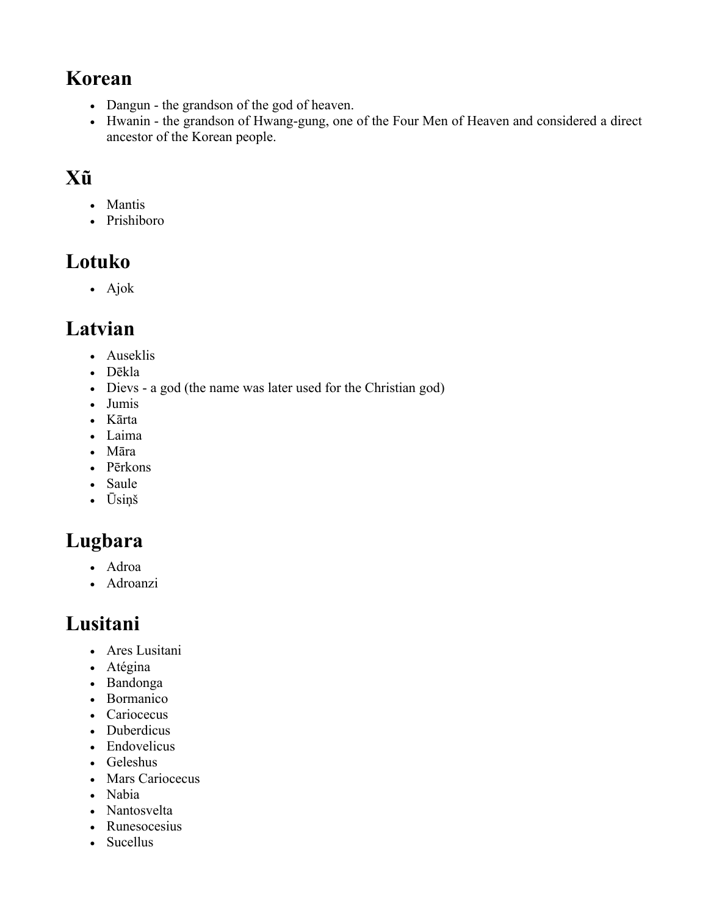## Korean

- Dangun - the grandson of the god of heaven.
- Hwanin - the grandson of Hwang-gung, one of the Four Men of Heaven and considered a direct ancestor of the Korean people.

## Xũ

- Mantis
- Prishiboro

## Lotuko

- Ajok

## Latvian

- Auseklis
- Dēkla
- Dievs - a god (the name was later used for the Christian god)
- Jumis
- Kārta
- Laima
- Māra
- Pērkons
- Saule
- Ūsiņš

## Lugbara

- Adroa
- Adroanzi

## Lusitani

- Ares Lusitani
- Atégina
- Bandonga
- Bormanico
- Cariocecus
- Duberdicus
- Endovelicus
- Geleshus
- Mars Cariocecus
- Nabia
- Nantosvelta
- Runesocesius
- Sucellus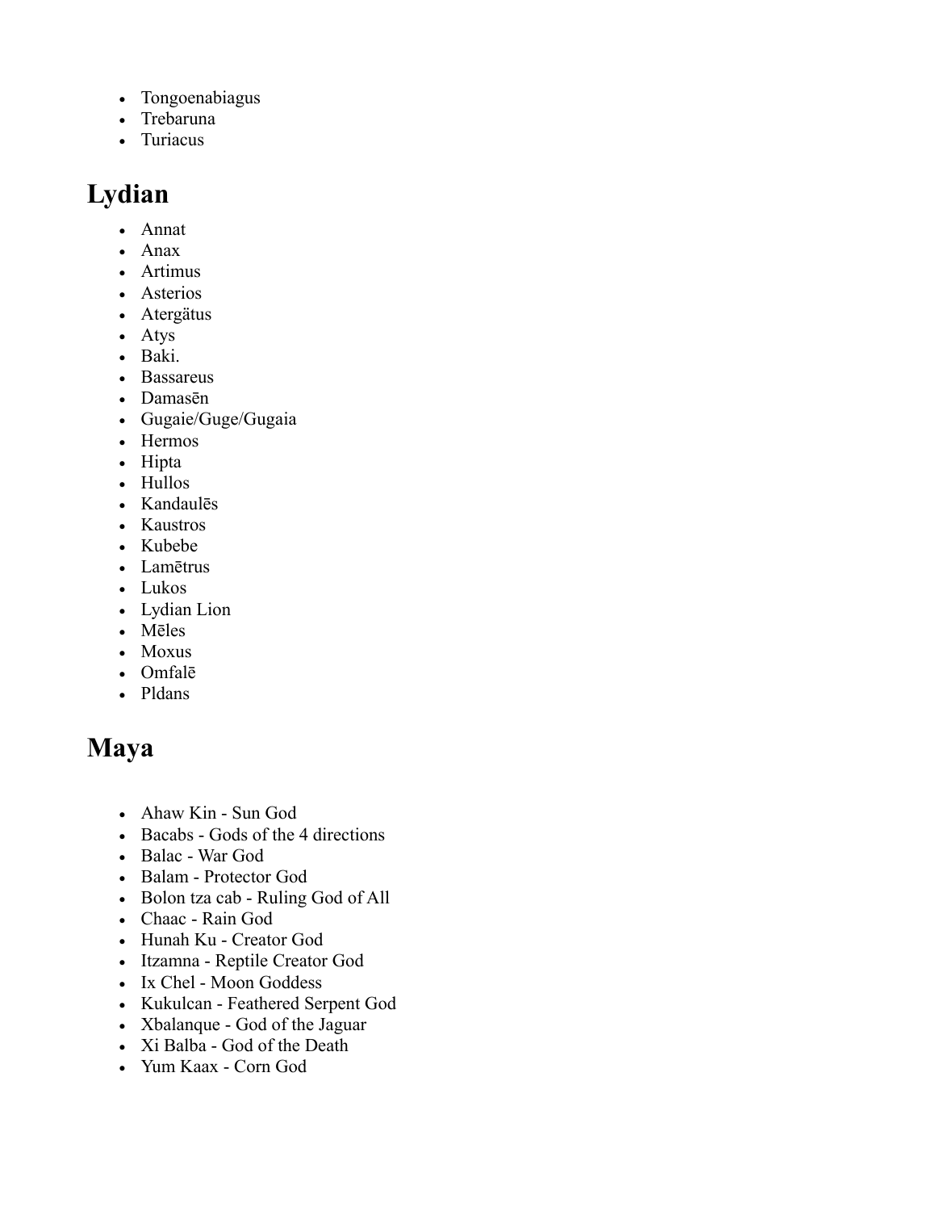- Tongoenabiagus
- Trebaruna
- Turiacus

## Lydian

- Annat
- Anax
- Artimus
- Asterios
- Atergätus
- Atys
- Baki.
- Bassareus
- Damasēn
- Gugaie/Guge/Gugaia
- Hermos
- Hipta
- Hullos
- Kandaulēs
- Kaustros
- Kubebe
- Lamētrus
- Lukos
- Lydian Lion
- Mēles
- Moxus
- Omfalē
- Pldans

## Maya

- Ahaw Kin - Sun God
- Bacabs - Gods of the 4 directions
- Balac - War God
- Balam - Protector God
- Bolon tza cab - Ruling God of All
- Chaac - Rain God
- Hunah Ku - Creator God
- Itzamna - Reptile Creator God
- Ix Chel - Moon Goddess
- Kukulcan - Feathered Serpent God
- Xbalanque - God of the Jaguar
- Xi Balba - God of the Death
- Yum Kaax - Corn God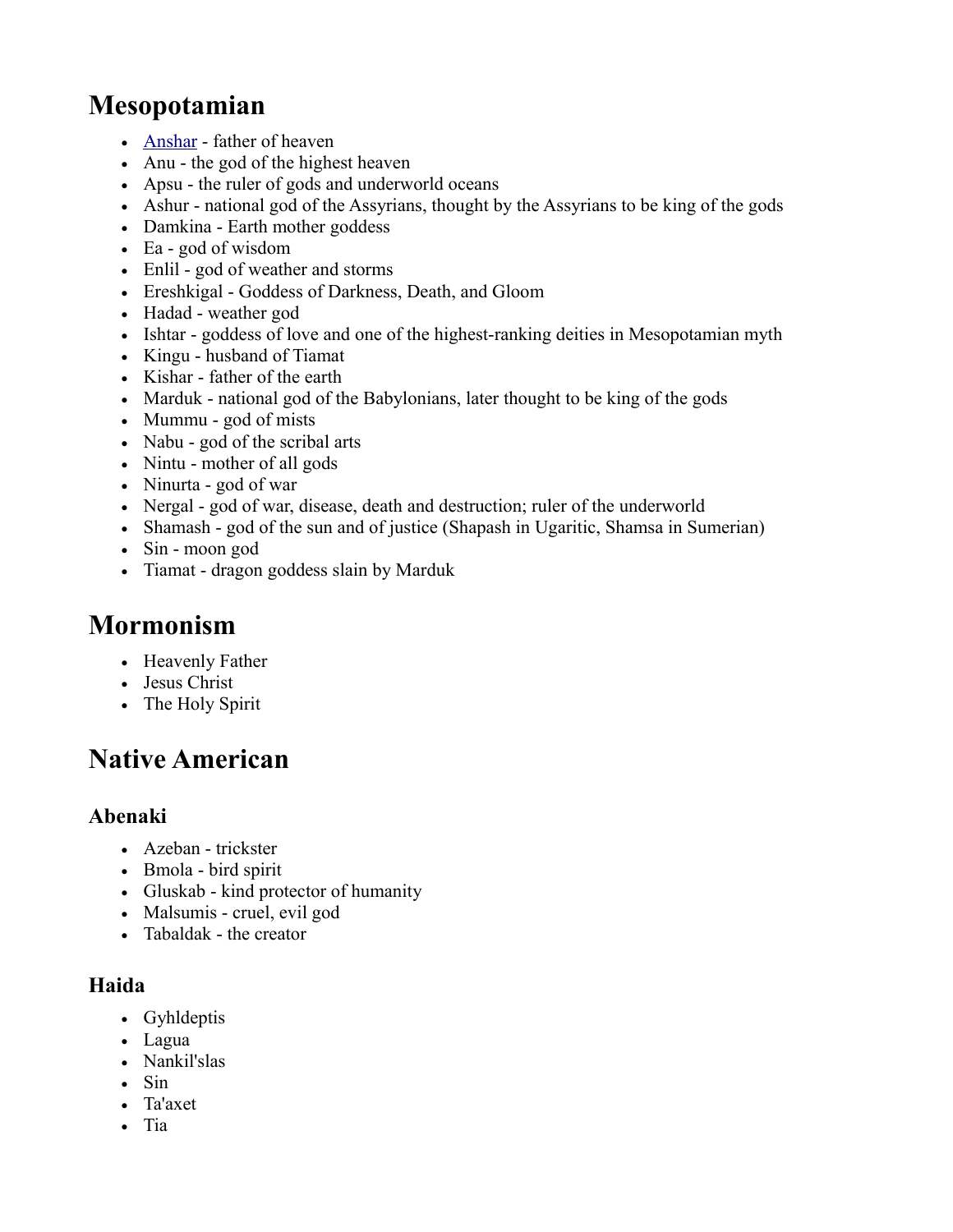## Mesopotamian

- Anshar - father of heaven
- Anu - the god of the highest heaven
- Apsu - the ruler of gods and underworld oceans
- Ashur - national god of the Assyrians, thought by the Assyrians to be king of the gods
- Damkina - Earth mother goddess
- Ea - god of wisdom
- Enlil - god of weather and storms
- Ereshkigal - Goddess of Darkness, Death, and Gloom
- Hadad - weather god
- Ishtar - goddess of love and one of the highest-ranking deities in Mesopotamian myth
- Kingu - husband of Tiamat
- Kishar - father of the earth
- Marduk - national god of the Babylonians, later thought to be king of the gods
- Mummu - god of mists
- Nabu - god of the scribal arts
- Nintu - mother of all gods
- Ninurta - god of war
- Nergal - god of war, disease, death and destruction; ruler of the underworld
- Shamash - god of the sun and of justice (Shapash in Ugaritic, Shamsa in Sumerian)
- Sin - moon god
- Tiamat - dragon goddess slain by Marduk

## Mormonism

- Heavenly Father
- Jesus Christ
- The Holy Spirit

## Native American

### Abenaki

- Azeban - trickster
- Bmola - bird spirit
- Gluskab - kind protector of humanity
- Malsumis - cruel, evil god
- Tabaldak - the creator

### Haida

- Gyhldeptis
- Lagua
- Nankil'slas
- Sin
- Ta'axet
- Tia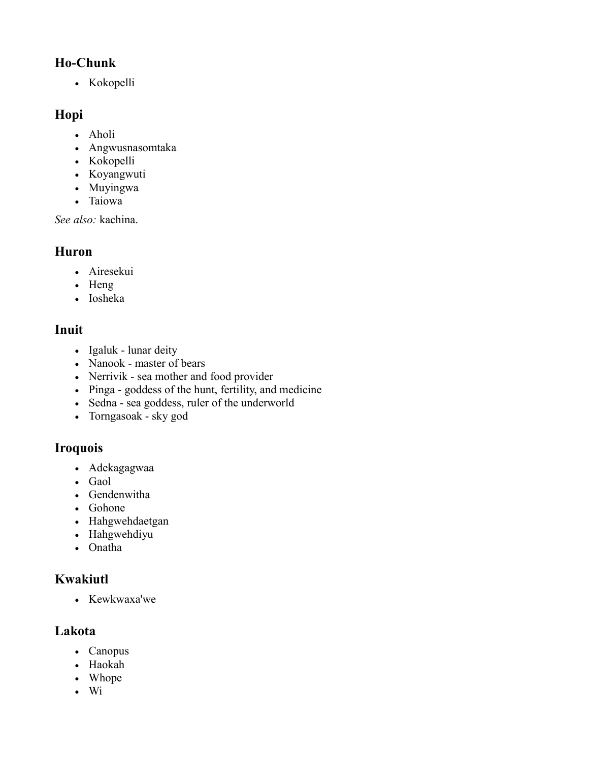### Ho-Chunk

- Kokopelli

### Hopi

- Aholi
- Angwusnasomtaka
- Kokopelli
- Koyangwuti
- Muyingwa
- Taiowa

*See also:* kachina.

### Huron

- Airesekui
- Heng
- Iosheka

### Inuit

- Igaluk - lunar deity
- Nanook - master of bears
- Nerrivik - sea mother and food provider
- Pinga - goddess of the hunt, fertility, and medicine
- Sedna - sea goddess, ruler of the underworld
- Torngasoak - sky god

### Iroquois

- Adekagagwaa
- Gaol
- Gendenwitha
- Gohone
- Hahgwehdaetgan
- Hahgwehdiyu
- Onatha

### Kwakiutl

- Kewkwaxa'we

### Lakota

- Canopus
- Haokah
- Whope
- Wi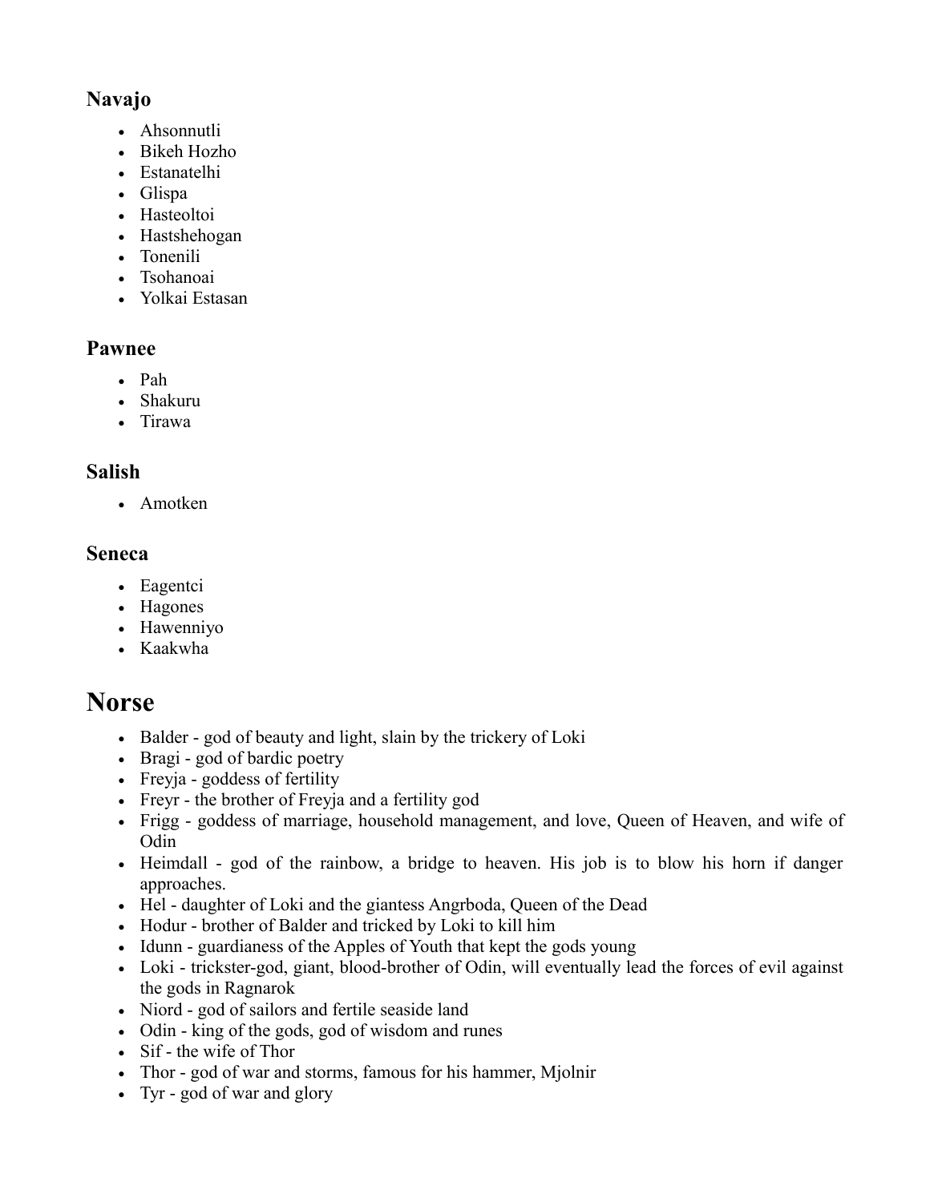### Navajo

- Ahsonnutli
- Bikeh Hozho
- Estanatelhi
- Glispa
- Hasteoltoi
- Hastshehogan
- Tonenili
- Tsohanoai
- Yolkai Estasan

### Pawnee

- Pah
- Shakuru
- Tirawa

### Salish

- Amotken

### Seneca

- Eagentci
- Hagones
- Hawenniyo
- Kaakwha

## Norse

- Balder - god of beauty and light, slain by the trickery of Loki
- Bragi - god of bardic poetry
- Freyja - goddess of fertility
- Freyr - the brother of Freyja and a fertility god
- Frigg - goddess of marriage, household management, and love, Queen of Heaven, and wife of Odin
- Heimdall - god of the rainbow, a bridge to heaven. His job is to blow his horn if danger approaches.
- Hel - daughter of Loki and the giantess Angrboda, Queen of the Dead
- Hodur - brother of Balder and tricked by Loki to kill him
- Idunn - guardianess of the Apples of Youth that kept the gods young
- Loki - trickster-god, giant, blood-brother of Odin, will eventually lead the forces of evil against the gods in Ragnarok
- Niord - god of sailors and fertile seaside land
- Odin - king of the gods, god of wisdom and runes
- Sif - the wife of Thor
- Thor - god of war and storms, famous for his hammer, Mjolnir
- Tyr - god of war and glory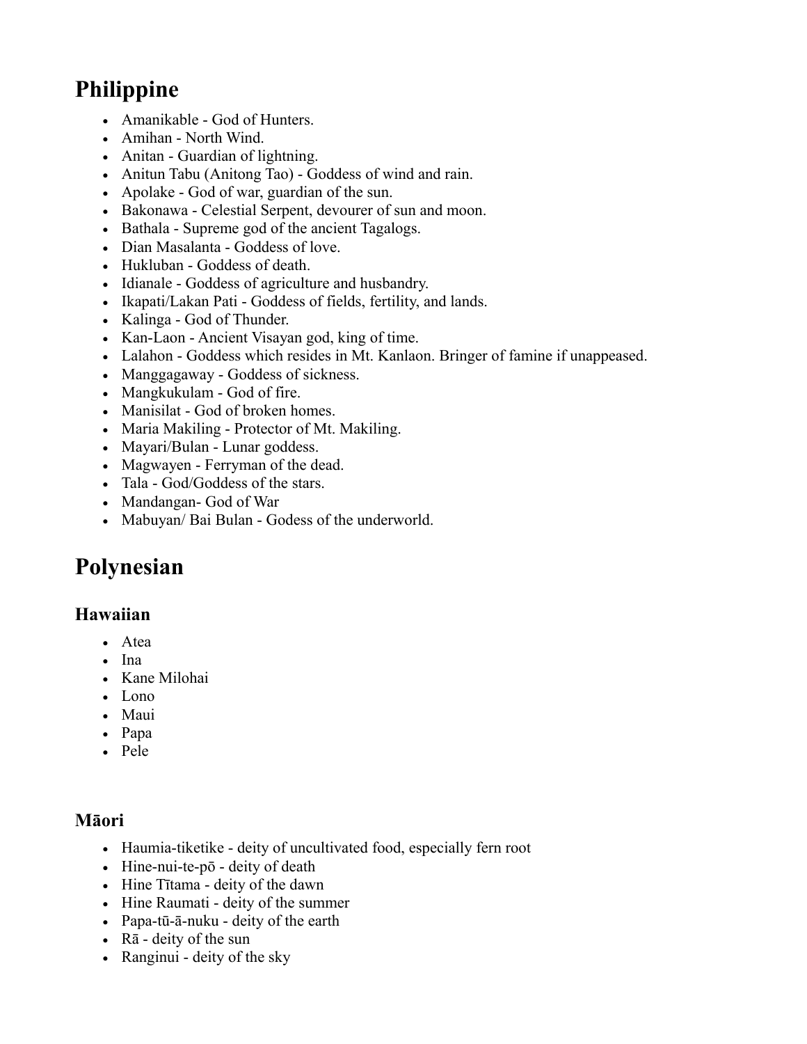## Philippine

- Amanikable - God of Hunters.
- Amihan - North Wind.
- Anitan - Guardian of lightning.
- Anitun Tabu (Anitong Tao) - Goddess of wind and rain.
- Apolake - God of war, guardian of the sun.
- Bakonawa - Celestial Serpent, devourer of sun and moon.
- Bathala - Supreme god of the ancient Tagalogs.
- Dian Masalanta - Goddess of love.
- Hukluban - Goddess of death.
- Idianale - Goddess of agriculture and husbandry.
- Ikapati/Lakan Pati - Goddess of fields, fertility, and lands.
- Kalinga - God of Thunder.
- Kan-Laon - Ancient Visayan god, king of time.
- Lalahon - Goddess which resides in Mt. Kanlaon. Bringer of famine if unappeased.
- Manggagaway - Goddess of sickness.
- Mangkukulam - God of fire.
- Manisilat - God of broken homes.
- Maria Makiling - Protector of Mt. Makiling.
- Mayari/Bulan - Lunar goddess.
- Magwayen - Ferryman of the dead.
- Tala - God/Goddess of the stars.
- Mandangan- God of War
- Mabuyan/ Bai Bulan - Godess of the underworld.

## Polynesian

### Hawaiian

- Atea
- Ina
- Kane Milohai
- Lono
- Maui
- Papa
- Pele

### Māori

- Haumia-tiketike - deity of uncultivated food, especially fern root
- Hine-nui-te-pō - deity of death
- Hine Tītama - deity of the dawn
- Hine Raumati - deity of the summer
- Papa-tū-ā-nuku - deity of the earth
- Rā - deity of the sun
- Ranginui - deity of the sky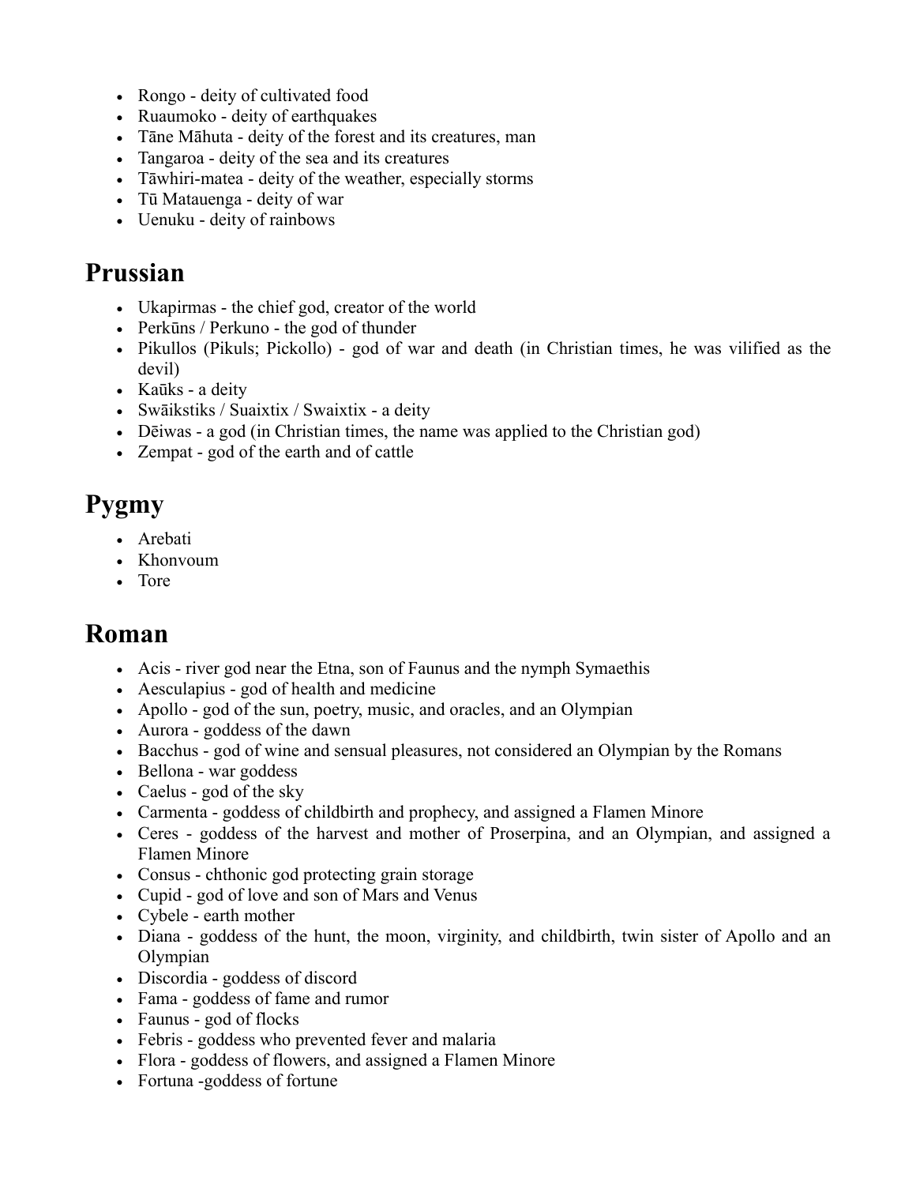- Rongo - deity of cultivated food
- Ruaumoko - deity of earthquakes
- Tāne Māhuta - deity of the forest and its creatures, man
- Tangaroa - deity of the sea and its creatures
- Tāwhiri-matea - deity of the weather, especially storms
- Tū Matauenga - deity of war
- Uenuku - deity of rainbows

## Prussian

- Ukapirmas - the chief god, creator of the world
- Perkūns / Perkuno - the god of thunder
- Pikullos (Pikuls; Pickollo) - god of war and death (in Christian times, he was vilified as the devil)
- Kaūks - a deity
- Swāikstiks / Suaixtix / Swaixtix - a deity
- Dēiwas - a god (in Christian times, the name was applied to the Christian god)
- Zempat - god of the earth and of cattle

## Pygmy

- Arebati
- Khonvoum
- Tore

## Roman

- Acis - river god near the Etna, son of Faunus and the nymph Symaethis
- Aesculapius - god of health and medicine
- Apollo - god of the sun, poetry, music, and oracles, and an Olympian
- Aurora - goddess of the dawn
- Bacchus - god of wine and sensual pleasures, not considered an Olympian by the Romans
- Bellona - war goddess
- Caelus - god of the sky
- Carmenta - goddess of childbirth and prophecy, and assigned a Flamen Minore
- Ceres - goddess of the harvest and mother of Proserpina, and an Olympian, and assigned a Flamen Minore
- Consus - chthonic god protecting grain storage
- Cupid - god of love and son of Mars and Venus
- Cybele - earth mother
- Diana - goddess of the hunt, the moon, virginity, and childbirth, twin sister of Apollo and an Olympian
- Discordia - goddess of discord
- Fama - goddess of fame and rumor
- Faunus - god of flocks
- Febris - goddess who prevented fever and malaria
- Flora - goddess of flowers, and assigned a Flamen Minore
- Fortuna -goddess of fortune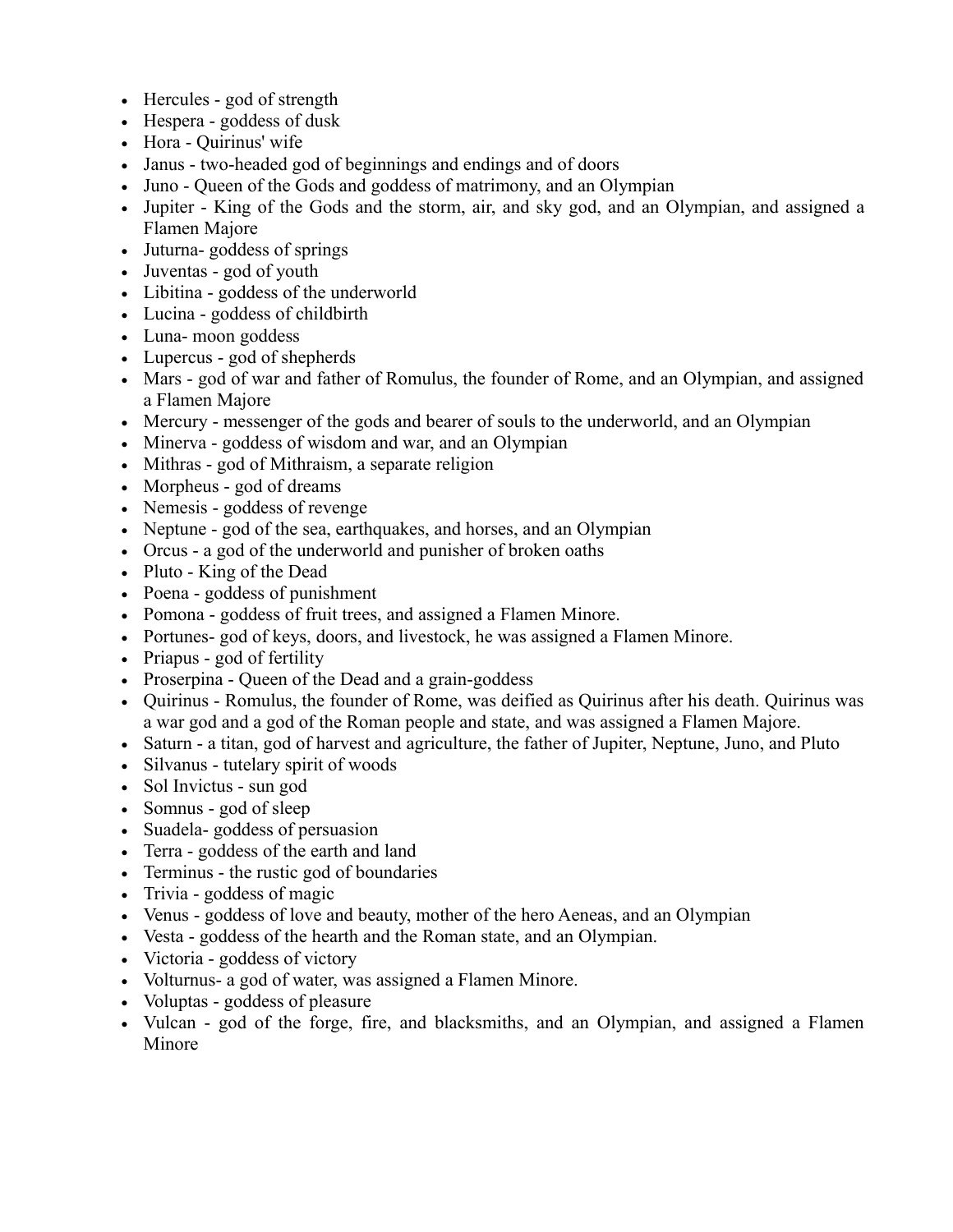- Hercules - god of strength
- Hespera - goddess of dusk
- Hora - Quirinus' wife
- Janus - two-headed god of beginnings and endings and of doors
- Juno - Queen of the Gods and goddess of matrimony, and an Olympian
- Jupiter - King of the Gods and the storm, air, and sky god, and an Olympian, and assigned a Flamen Majore
- Juturna- goddess of springs
- Juventas - god of youth
- Libitina - goddess of the underworld
- Lucina - goddess of childbirth
- Luna- moon goddess
- Lupercus - god of shepherds
- Mars - god of war and father of Romulus, the founder of Rome, and an Olympian, and assigned a Flamen Majore
- Mercury - messenger of the gods and bearer of souls to the underworld, and an Olympian
- Minerva - goddess of wisdom and war, and an Olympian
- Mithras - god of Mithraism, a separate religion
- Morpheus - god of dreams
- Nemesis - goddess of revenge
- Neptune - god of the sea, earthquakes, and horses, and an Olympian
- Orcus - a god of the underworld and punisher of broken oaths
- Pluto - King of the Dead
- Poena - goddess of punishment
- Pomona - goddess of fruit trees, and assigned a Flamen Minore.
- Portunes- god of keys, doors, and livestock, he was assigned a Flamen Minore.
- Priapus - god of fertility
- Proserpina - Queen of the Dead and a grain-goddess
- Quirinus - Romulus, the founder of Rome, was deified as Quirinus after his death. Quirinus was a war god and a god of the Roman people and state, and was assigned a Flamen Majore.
- Saturn - a titan, god of harvest and agriculture, the father of Jupiter, Neptune, Juno, and Pluto
- Silvanus - tutelary spirit of woods
- Sol Invictus - sun god
- Somnus - god of sleep
- Suadela- goddess of persuasion
- Terra - goddess of the earth and land
- Terminus - the rustic god of boundaries
- Trivia - goddess of magic
- Venus - goddess of love and beauty, mother of the hero Aeneas, and an Olympian
- Vesta - goddess of the hearth and the Roman state, and an Olympian.
- Victoria - goddess of victory
- Volturnus- a god of water, was assigned a Flamen Minore.
- Voluptas - goddess of pleasure
- Vulcan - god of the forge, fire, and blacksmiths, and an Olympian, and assigned a Flamen Minore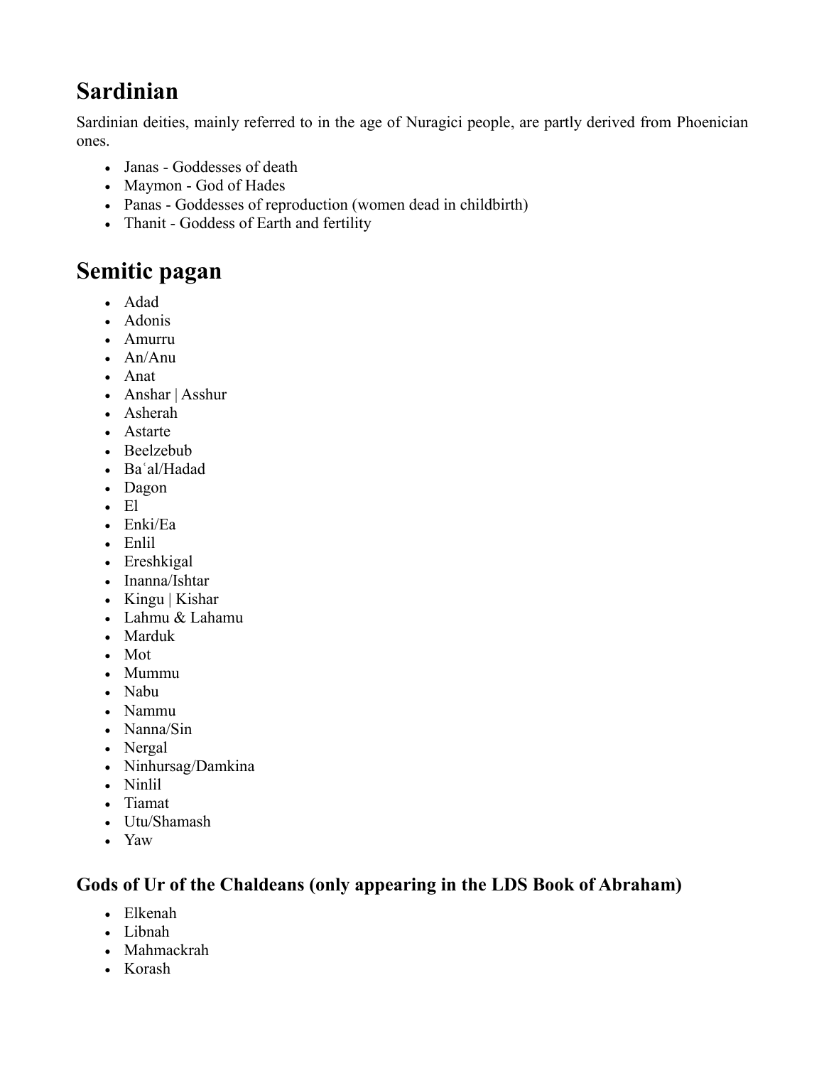# Sardinian

Sardinian deities, mainly referred to in the age of Nuragici people, are partly derived from Phoenician ones.

- Janas - Goddesses of death
- Maymon - God of Hades
- Panas - Goddesses of reproduction (women dead in childbirth)
- Thanit - Goddess of Earth and fertility

# Semitic pagan

- Adad
- Adonis
- Amurru
- An/Anu
- Anat
- Anshar | Asshur
- Asherah
- Astarte
- Beelzebub
- Baʿal/Hadad
- Dagon
- El
- Enki/Ea
- Enlil
- Ereshkigal
- Inanna/Ishtar
- Kingu | Kishar
- Lahmu & Lahamu
- Marduk
- Mot
- Mummu
- Nabu
- Nammu
- Nanna/Sin
- Nergal
- Ninhursag/Damkina
- Ninlil
- Tiamat
- Utu/Shamash
- Yaw

### Gods of Ur of the Chaldeans (only appearing in the LDS Book of Abraham)

- Elkenah
- Libnah
- Mahmackrah
- Korash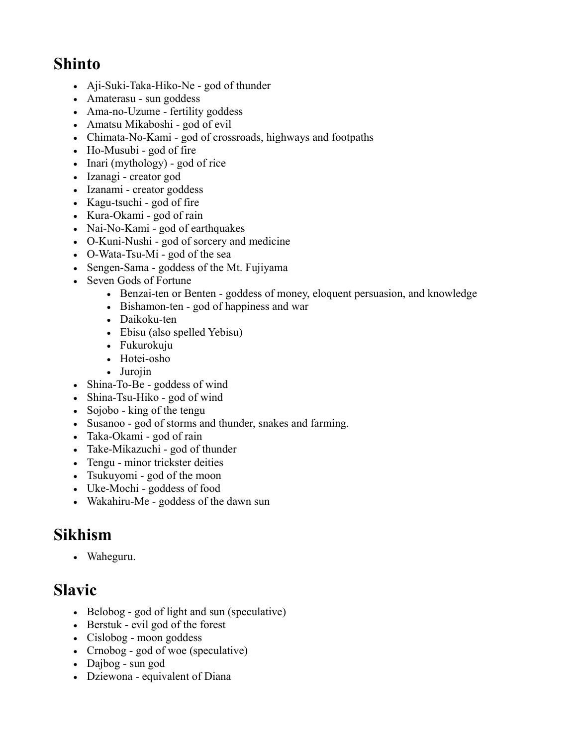## Shinto

- Aji-Suki-Taka-Hiko-Ne - god of thunder
- Amaterasu - sun goddess
- Ama-no-Uzume - fertility goddess
- Amatsu Mikaboshi - god of evil
- Chimata-No-Kami - god of crossroads, highways and footpaths
- Ho-Musubi - god of fire
- Inari (mythology) - god of rice
- Izanagi - creator god
- Izanami - creator goddess
- Kagu-tsuchi - god of fire
- Kura-Okami - god of rain
- Nai-No-Kami - god of earthquakes
- O-Kuni-Nushi - god of sorcery and medicine
- O-Wata-Tsu-Mi - god of the sea
- Sengen-Sama - goddess of the Mt. Fujiyama
- Seven Gods of Fortune
  - Benzai-ten or Benten - goddess of money, eloquent persuasion, and knowledge
  - Bishamon-ten - god of happiness and war
  - Daikoku-ten
  - Ebisu (also spelled Yebisu)
  - Fukurokuju
  - Hotei-osho
  - Jurojin
- Shina-To-Be - goddess of wind
- Shina-Tsu-Hiko - god of wind
- Sojobo - king of the tengu
- Susanoo - god of storms and thunder, snakes and farming.
- Taka-Okami - god of rain
- Take-Mikazuchi - god of thunder
- Tengu - minor trickster deities
- Tsukuyomi - god of the moon
- Uke-Mochi - goddess of food
- Wakahiru-Me - goddess of the dawn sun

## Sikhism

- Waheguru.

## Slavic

- Belobog - god of light and sun (speculative)
- Berstuk - evil god of the forest
- Cislobog - moon goddess
- Crnobog - god of woe (speculative)
- Dajbog - sun god
- Dziewona - equivalent of Diana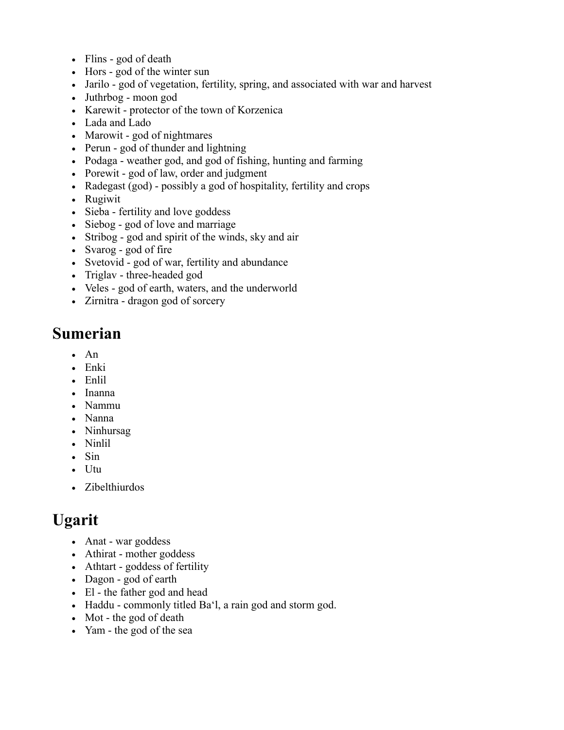- Flins - god of death
- Hors - god of the winter sun
- Jarilo - god of vegetation, fertility, spring, and associated with war and harvest
- Juthrbog - moon god
- Karewit - protector of the town of Korzenica
- Lada and Lado
- Marowit - god of nightmares
- Perun - god of thunder and lightning
- Podaga - weather god, and god of fishing, hunting and farming
- Porewit - god of law, order and judgment
- Radegast (god) - possibly a god of hospitality, fertility and crops
- Rugiwit
- Sieba - fertility and love goddess
- Siebog - god of love and marriage
- Stribog - god and spirit of the winds, sky and air
- Svarog - god of fire
- Svetovid - god of war, fertility and abundance
- Triglav - three-headed god
- Veles - god of earth, waters, and the underworld
- Zirnitra - dragon god of sorcery

## Sumerian

- An
- Enki
- Enlil
- Inanna
- Nammu
- Nanna
- Ninhursag
- Ninlil
- Sin
- Utu
- Zibelthiurdos

## Ugarit

- Anat - war goddess
- Athirat - mother goddess
- Athtart - goddess of fertility
- Dagon - god of earth
- El - the father god and head
- Haddu - commonly titled Ba‘l, a rain god and storm god.
- Mot - the god of death
- Yam - the god of the sea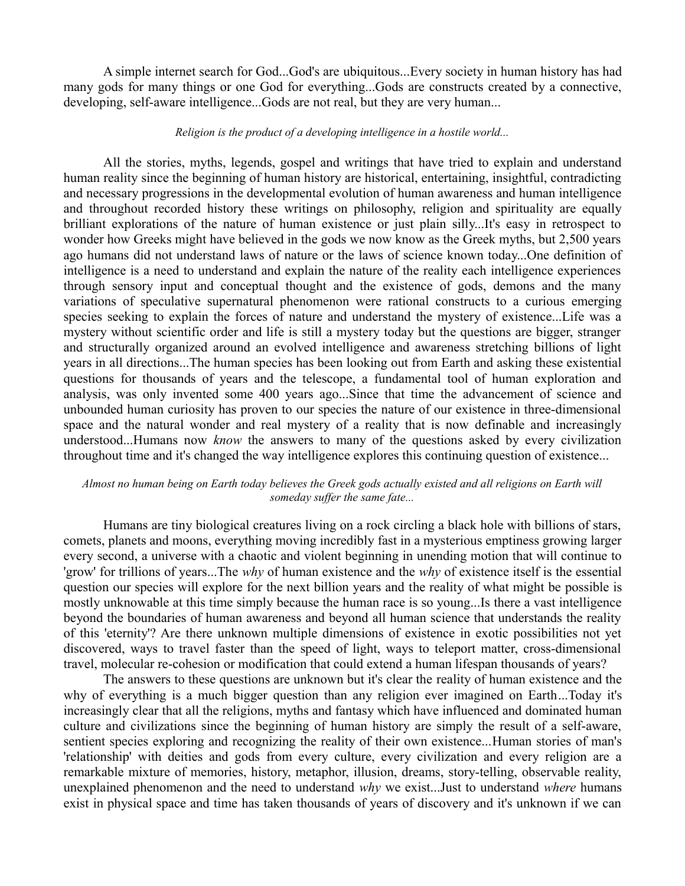A simple internet search for God...God's are ubiquitous...Every society in human history has had many gods for many things or one God for everything...Gods are constructs created by a connective, developing, self-aware intelligence...Gods are not real, but they are very human...

*Religion is the product of a developing intelligence in a hostile world...*

All the stories, myths, legends, gospel and writings that have tried to explain and understand human reality since the beginning of human history are historical, entertaining, insightful, contradicting and necessary progressions in the developmental evolution of human awareness and human intelligence and throughout recorded history these writings on philosophy, religion and spirituality are equally brilliant explorations of the nature of human existence or just plain silly...It's easy in retrospect to wonder how Greeks might have believed in the gods we now know as the Greek myths, but 2,500 years ago humans did not understand laws of nature or the laws of science known today...One definition of intelligence is a need to understand and explain the nature of the reality each intelligence experiences through sensory input and conceptual thought and the existence of gods, demons and the many variations of speculative supernatural phenomenon were rational constructs to a curious emerging species seeking to explain the forces of nature and understand the mystery of existence...Life was a mystery without scientific order and life is still a mystery today but the questions are bigger, stranger and structurally organized around an evolved intelligence and awareness stretching billions of light years in all directions...The human species has been looking out from Earth and asking these existential questions for thousands of years and the telescope, a fundamental tool of human exploration and analysis, was only invented some 400 years ago...Since that time the advancement of science and unbounded human curiosity has proven to our species the nature of our existence in three-dimensional space and the natural wonder and real mystery of a reality that is now definable and increasingly understood...Humans now *know* the answers to many of the questions asked by every civilization throughout time and it's changed the way intelligence explores this continuing question of existence...

*Almost no human being on Earth today believes the Greek gods actually existed and all religions on Earth will someday suffer the same fate...*

Humans are tiny biological creatures living on a rock circling a black hole with billions of stars, comets, planets and moons, everything moving incredibly fast in a mysterious emptiness growing larger every second, a universe with a chaotic and violent beginning in unending motion that will continue to 'grow' for trillions of years...The *why* of human existence and the *why* of existence itself is the essential question our species will explore for the next billion years and the reality of what might be possible is mostly unknowable at this time simply because the human race is so young...Is there a vast intelligence beyond the boundaries of human awareness and beyond all human science that understands the reality of this 'eternity'? Are there unknown multiple dimensions of existence in exotic possibilities not yet discovered, ways to travel faster than the speed of light, ways to teleport matter, cross-dimensional travel, molecular re-cohesion or modification that could extend a human lifespan thousands of years?

The answers to these questions are unknown but it's clear the reality of human existence and the why of everything is a much bigger question than any religion ever imagined on Earth…Today it's increasingly clear that all the religions, myths and fantasy which have influenced and dominated human culture and civilizations since the beginning of human history are simply the result of a self-aware, sentient species exploring and recognizing the reality of their own existence...Human stories of man's 'relationship' with deities and gods from every culture, every civilization and every religion are a remarkable mixture of memories, history, metaphor, illusion, dreams, story-telling, observable reality, unexplained phenomenon and the need to understand *why* we exist...Just to understand *where* humans exist in physical space and time has taken thousands of years of discovery and it's unknown if we can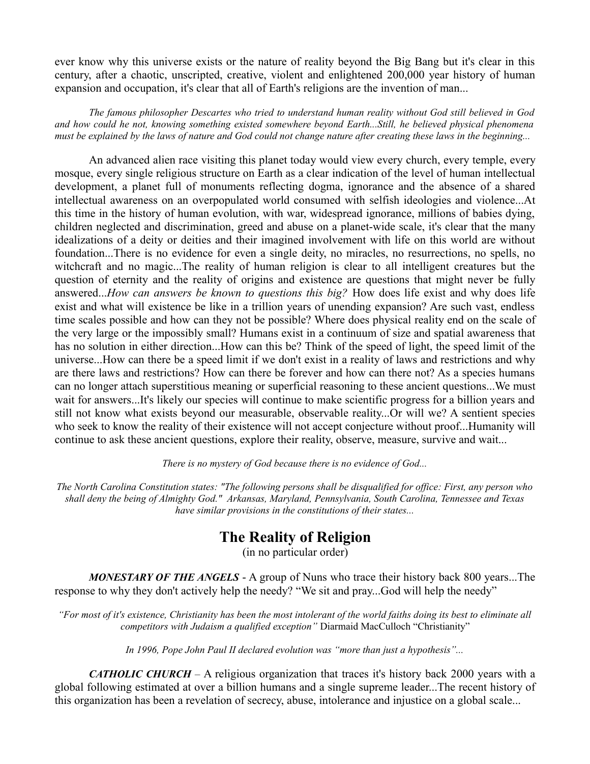ever know why this universe exists or the nature of reality beyond the Big Bang but it's clear in this century, after a chaotic, unscripted, creative, violent and enlightened 200,000 year history of human expansion and occupation, it's clear that all of Earth's religions are the invention of man...

*The famous philosopher Descartes who tried to understand human reality without God still believed in God and how could he not, knowing something existed somewhere beyond Earth...Still, he believed physical phenomena must be explained by the laws of nature and God could not change nature after creating these laws in the beginning...*

An advanced alien race visiting this planet today would view every church, every temple, every mosque, every single religious structure on Earth as a clear indication of the level of human intellectual development, a planet full of monuments reflecting dogma, ignorance and the absence of a shared intellectual awareness on an overpopulated world consumed with selfish ideologies and violence...At this time in the history of human evolution, with war, widespread ignorance, millions of babies dying, children neglected and discrimination, greed and abuse on a planet-wide scale, it's clear that the many idealizations of a deity or deities and their imagined involvement with life on this world are without foundation...There is no evidence for even a single deity, no miracles, no resurrections, no spells, no witchcraft and no magic...The reality of human religion is clear to all intelligent creatures but the question of eternity and the reality of origins and existence are questions that might never be fully answered...*How can answers be known to questions this big?* How does life exist and why does life exist and what will existence be like in a trillion years of unending expansion? Are such vast, endless time scales possible and how can they not be possible? Where does physical reality end on the scale of the very large or the impossibly small? Humans exist in a continuum of size and spatial awareness that has no solution in either direction...How can this be? Think of the speed of light, the speed limit of the universe...How can there be a speed limit if we don't exist in a reality of laws and restrictions and why are there laws and restrictions? How can there be forever and how can there not? As a species humans can no longer attach superstitious meaning or superficial reasoning to these ancient questions...We must wait for answers...It's likely our species will continue to make scientific progress for a billion years and still not know what exists beyond our measurable, observable reality...Or will we? A sentient species who seek to know the reality of their existence will not accept conjecture without proof...Humanity will continue to ask these ancient questions, explore their reality, observe, measure, survive and wait...

*There is no mystery of God because there is no evidence of God...*

*The North Carolina Constitution states: "The following persons shall be disqualified for office: First, any person who shall deny the being of Almighty God." Arkansas, Maryland, Pennsylvania, South Carolina, Tennessee and Texas have similar provisions in the constitutions of their states...*

## The Reality of Religion

(in no particular order)

***MONESTARY OF THE ANGELS*** - A group of Nuns who trace their history back 800 years...The response to why they don't actively help the needy? "We sit and pray...God will help the needy"

*"For most of it's existence, Christianity has been the most intolerant of the world faiths doing its best to eliminate all competitors with Judaism a qualified exception"* Diarmaid MacCulloch "Christianity"

*In 1996, Pope John Paul II declared evolution was "more than just a hypothesis"...*

***CATHOLIC CHURCH*** – A religious organization that traces it's history back 2000 years with a global following estimated at over a billion humans and a single supreme leader...The recent history of this organization has been a revelation of secrecy, abuse, intolerance and injustice on a global scale...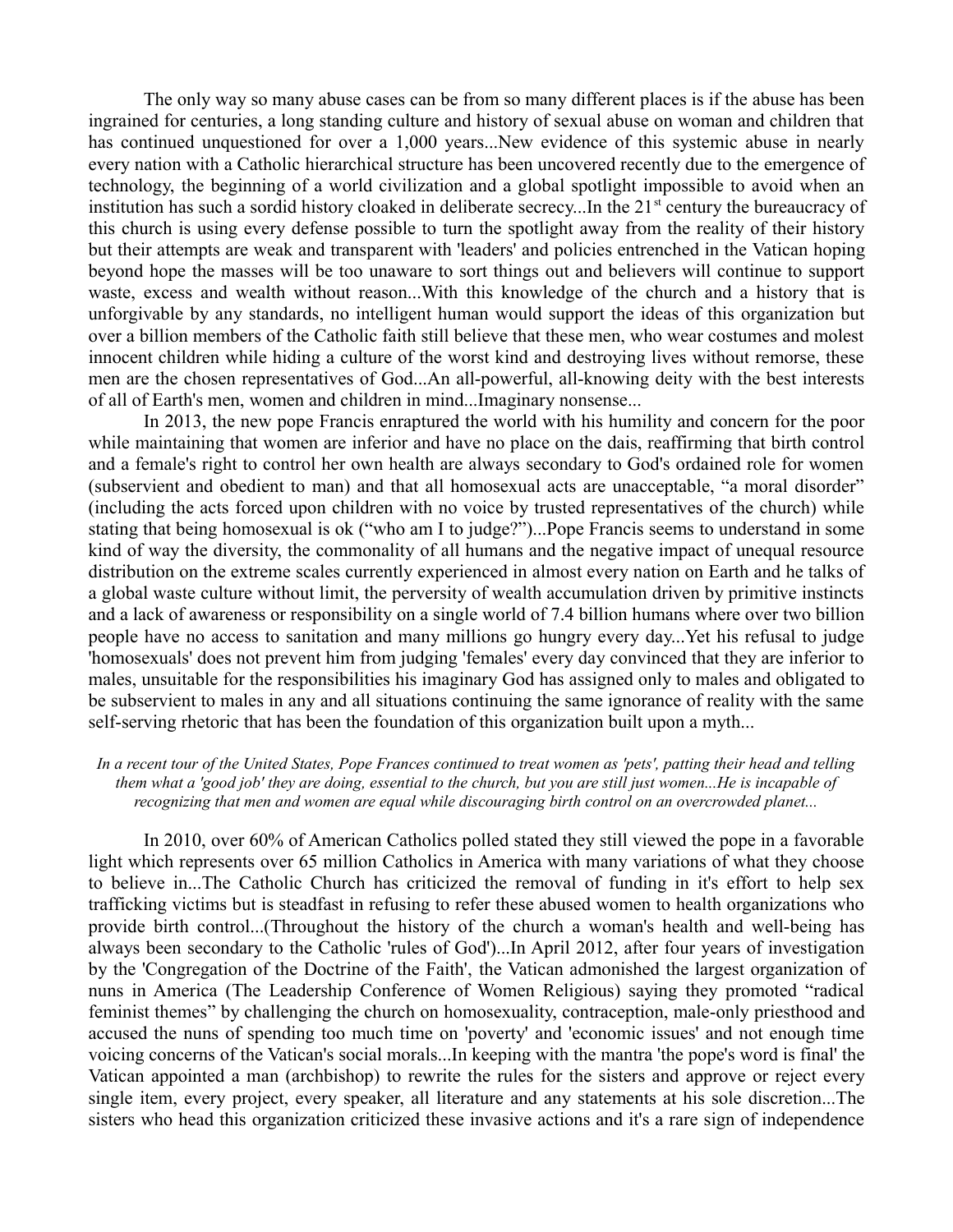The only way so many abuse cases can be from so many different places is if the abuse has been ingrained for centuries, a long standing culture and history of sexual abuse on woman and children that has continued unquestioned for over a 1,000 years...New evidence of this systemic abuse in nearly every nation with a Catholic hierarchical structure has been uncovered recently due to the emergence of technology, the beginning of a world civilization and a global spotlight impossible to avoid when an institution has such a sordid history cloaked in deliberate secrecy...In the 21st century the bureaucracy of this church is using every defense possible to turn the spotlight away from the reality of their history but their attempts are weak and transparent with 'leaders' and policies entrenched in the Vatican hoping beyond hope the masses will be too unaware to sort things out and believers will continue to support waste, excess and wealth without reason...With this knowledge of the church and a history that is unforgivable by any standards, no intelligent human would support the ideas of this organization but over a billion members of the Catholic faith still believe that these men, who wear costumes and molest innocent children while hiding a culture of the worst kind and destroying lives without remorse, these men are the chosen representatives of God...An all-powerful, all-knowing deity with the best interests of all of Earth's men, women and children in mind...Imaginary nonsense...

In 2013, the new pope Francis enraptured the world with his humility and concern for the poor while maintaining that women are inferior and have no place on the dais, reaffirming that birth control and a female's right to control her own health are always secondary to God's ordained role for women (subservient and obedient to man) and that all homosexual acts are unacceptable, "a moral disorder" (including the acts forced upon children with no voice by trusted representatives of the church) while stating that being homosexual is ok ("who am I to judge?")...Pope Francis seems to understand in some kind of way the diversity, the commonality of all humans and the negative impact of unequal resource distribution on the extreme scales currently experienced in almost every nation on Earth and he talks of a global waste culture without limit, the perversity of wealth accumulation driven by primitive instincts and a lack of awareness or responsibility on a single world of 7.4 billion humans where over two billion people have no access to sanitation and many millions go hungry every day...Yet his refusal to judge 'homosexuals' does not prevent him from judging 'females' every day convinced that they are inferior to males, unsuitable for the responsibilities his imaginary God has assigned only to males and obligated to be subservient to males in any and all situations continuing the same ignorance of reality with the same self-serving rhetoric that has been the foundation of this organization built upon a myth...

*In a recent tour of the United States, Pope Frances continued to treat women as 'pets', patting their head and telling them what a 'good job' they are doing, essential to the church, but you are still just women...He is incapable of recognizing that men and women are equal while discouraging birth control on an overcrowded planet...*

In 2010, over 60% of American Catholics polled stated they still viewed the pope in a favorable light which represents over 65 million Catholics in America with many variations of what they choose to believe in...The Catholic Church has criticized the removal of funding in it's effort to help sex trafficking victims but is steadfast in refusing to refer these abused women to health organizations who provide birth control...(Throughout the history of the church a woman's health and well-being has always been secondary to the Catholic 'rules of God')...In April 2012, after four years of investigation by the 'Congregation of the Doctrine of the Faith', the Vatican admonished the largest organization of nuns in America (The Leadership Conference of Women Religious) saying they promoted "radical feminist themes" by challenging the church on homosexuality, contraception, male-only priesthood and accused the nuns of spending too much time on 'poverty' and 'economic issues' and not enough time voicing concerns of the Vatican's social morals...In keeping with the mantra 'the pope's word is final' the Vatican appointed a man (archbishop) to rewrite the rules for the sisters and approve or reject every single item, every project, every speaker, all literature and any statements at his sole discretion...The sisters who head this organization criticized these invasive actions and it's a rare sign of independence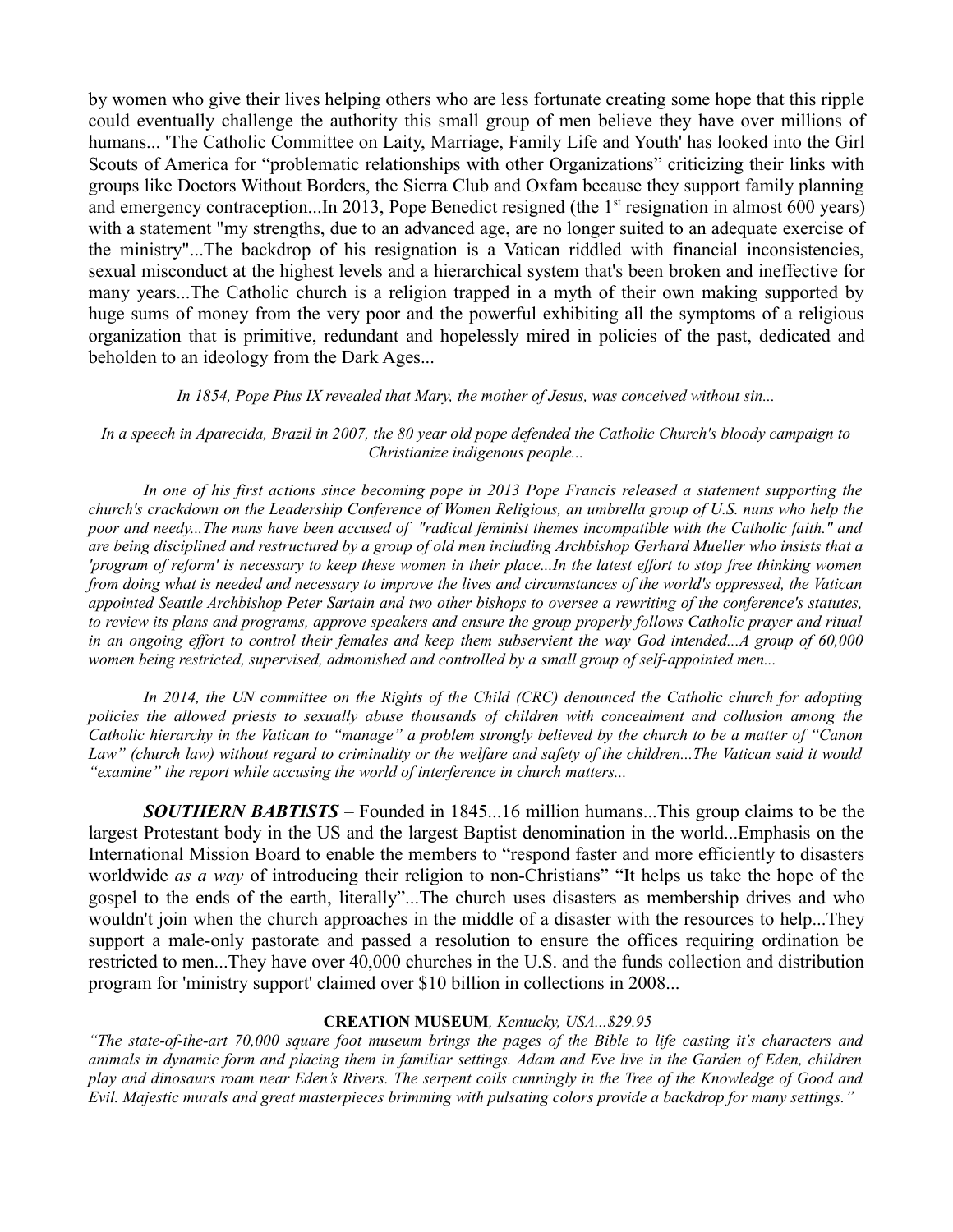by women who give their lives helping others who are less fortunate creating some hope that this ripple could eventually challenge the authority this small group of men believe they have over millions of humans... 'The Catholic Committee on Laity, Marriage, Family Life and Youth' has looked into the Girl Scouts of America for “problematic relationships with other Organizations” criticizing their links with groups like Doctors Without Borders, the Sierra Club and Oxfam because they support family planning and emergency contraception...In 2013, Pope Benedict resigned (the 1st resignation in almost 600 years) with a statement "my strengths, due to an advanced age, are no longer suited to an adequate exercise of the ministry"...The backdrop of his resignation is a Vatican riddled with financial inconsistencies, sexual misconduct at the highest levels and a hierarchical system that's been broken and ineffective for many years...The Catholic church is a religion trapped in a myth of their own making supported by huge sums of money from the very poor and the powerful exhibiting all the symptoms of a religious organization that is primitive, redundant and hopelessly mired in policies of the past, dedicated and beholden to an ideology from the Dark Ages...

*In 1854, Pope Pius IX revealed that Mary, the mother of Jesus, was conceived without sin...*

*In a speech in Aparecida, Brazil in 2007, the 80 year old pope defended the Catholic Church's bloody campaign to Christianize indigenous people...*

*In one of his first actions since becoming pope in 2013 Pope Francis released a statement supporting the church's crackdown on the Leadership Conference of Women Religious, an umbrella group of U.S. nuns who help the poor and needy...The nuns have been accused of "radical feminist themes incompatible with the Catholic faith." and are being disciplined and restructured by a group of old men including Archbishop Gerhard Mueller who insists that a 'program of reform' is necessary to keep these women in their place...In the latest effort to stop free thinking women from doing what is needed and necessary to improve the lives and circumstances of the world's oppressed, the Vatican appointed Seattle Archbishop Peter Sartain and two other bishops to oversee a rewriting of the conference's statutes, to review its plans and programs, approve speakers and ensure the group properly follows Catholic prayer and ritual in an ongoing effort to control their females and keep them subservient the way God intended...A group of 60,000 women being restricted, supervised, admonished and controlled by a small group of self-appointed men...*

*In 2014, the UN committee on the Rights of the Child (CRC) denounced the Catholic church for adopting policies the allowed priests to sexually abuse thousands of children with concealment and collusion among the Catholic hierarchy in the Vatican to “manage” a problem strongly believed by the church to be a matter of “Canon Law” (church law) without regard to criminality or the welfare and safety of the children...The Vatican said it would “examine” the report while accusing the world of interference in church matters...*

***SOUTHERN BABTISTS*** – Founded in 1845...16 million humans...This group claims to be the largest Protestant body in the US and the largest Baptist denomination in the world...Emphasis on the International Mission Board to enable the members to “respond faster and more efficiently to disasters worldwide *as a way* of introducing their religion to non-Christians” “It helps us take the hope of the gospel to the ends of the earth, literally”...The church uses disasters as membership drives and who wouldn't join when the church approaches in the middle of a disaster with the resources to help...They support a male-only pastorate and passed a resolution to ensure the offices requiring ordination be restricted to men...They have over 40,000 churches in the U.S. and the funds collection and distribution program for 'ministry support' claimed over $10 billion in collections in 2008...

**CREATION MUSEUM**, *Kentucky, USA...$29.95*

*“The state-of-the-art 70,000 square foot museum brings the pages of the Bible to life casting it's characters and animals in dynamic form and placing them in familiar settings. Adam and Eve live in the Garden of Eden, children play and dinosaurs roam near Eden's Rivers. The serpent coils cunningly in the Tree of the Knowledge of Good and Evil. Majestic murals and great masterpieces brimming with pulsating colors provide a backdrop for many settings.”*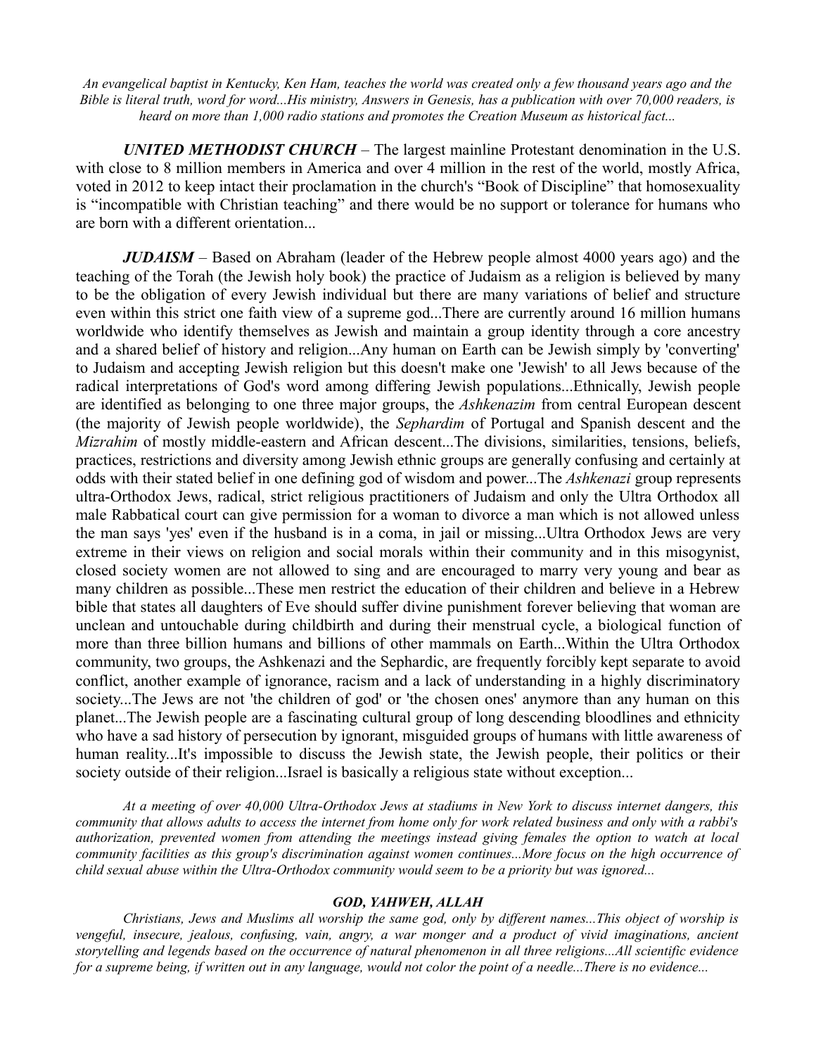*An evangelical baptist in Kentucky, Ken Ham, teaches the world was created only a few thousand years ago and the Bible is literal truth, word for word...His ministry, Answers in Genesis, has a publication with over 70,000 readers, is heard on more than 1,000 radio stations and promotes the Creation Museum as historical fact...*

***UNITED METHODIST CHURCH*** – The largest mainline Protestant denomination in the U.S. with close to 8 million members in America and over 4 million in the rest of the world, mostly Africa, voted in 2012 to keep intact their proclamation in the church's "Book of Discipline" that homosexuality is "incompatible with Christian teaching" and there would be no support or tolerance for humans who are born with a different orientation...

***JUDAISM*** – Based on Abraham (leader of the Hebrew people almost 4000 years ago) and the teaching of the Torah (the Jewish holy book) the practice of Judaism as a religion is believed by many to be the obligation of every Jewish individual but there are many variations of belief and structure even within this strict one faith view of a supreme god...There are currently around 16 million humans worldwide who identify themselves as Jewish and maintain a group identity through a core ancestry and a shared belief of history and religion...Any human on Earth can be Jewish simply by 'converting' to Judaism and accepting Jewish religion but this doesn't make one 'Jewish' to all Jews because of the radical interpretations of God's word among differing Jewish populations...Ethnically, Jewish people are identified as belonging to one three major groups, the *Ashkenazim* from central European descent (the majority of Jewish people worldwide), the *Sephardim* of Portugal and Spanish descent and the *Mizrahim* of mostly middle-eastern and African descent...The divisions, similarities, tensions, beliefs, practices, restrictions and diversity among Jewish ethnic groups are generally confusing and certainly at odds with their stated belief in one defining god of wisdom and power...The *Ashkenazi* group represents ultra-Orthodox Jews, radical, strict religious practitioners of Judaism and only the Ultra Orthodox all male Rabbatical court can give permission for a woman to divorce a man which is not allowed unless the man says 'yes' even if the husband is in a coma, in jail or missing...Ultra Orthodox Jews are very extreme in their views on religion and social morals within their community and in this misogynist, closed society women are not allowed to sing and are encouraged to marry very young and bear as many children as possible...These men restrict the education of their children and believe in a Hebrew bible that states all daughters of Eve should suffer divine punishment forever believing that woman are unclean and untouchable during childbirth and during their menstrual cycle, a biological function of more than three billion humans and billions of other mammals on Earth...Within the Ultra Orthodox community, two groups, the Ashkenazi and the Sephardic, are frequently forcibly kept separate to avoid conflict, another example of ignorance, racism and a lack of understanding in a highly discriminatory society...The Jews are not 'the children of god' or 'the chosen ones' anymore than any human on this planet...The Jewish people are a fascinating cultural group of long descending bloodlines and ethnicity who have a sad history of persecution by ignorant, misguided groups of humans with little awareness of human reality...It's impossible to discuss the Jewish state, the Jewish people, their politics or their society outside of their religion...Israel is basically a religious state without exception...

*At a meeting of over 40,000 Ultra-Orthodox Jews at stadiums in New York to discuss internet dangers, this community that allows adults to access the internet from home only for work related business and only with a rabbi's authorization, prevented women from attending the meetings instead giving females the option to watch at local community facilities as this group's discrimination against women continues...More focus on the high occurrence of child sexual abuse within the Ultra-Orthodox community would seem to be a priority but was ignored...*

### *GOD, YAHWEH, ALLAH*

*Christians, Jews and Muslims all worship the same god, only by different names...This object of worship is vengeful, insecure, jealous, confusing, vain, angry, a war monger and a product of vivid imaginations, ancient storytelling and legends based on the occurrence of natural phenomenon in all three religions...All scientific evidence for a supreme being, if written out in any language, would not color the point of a needle...There is no evidence...*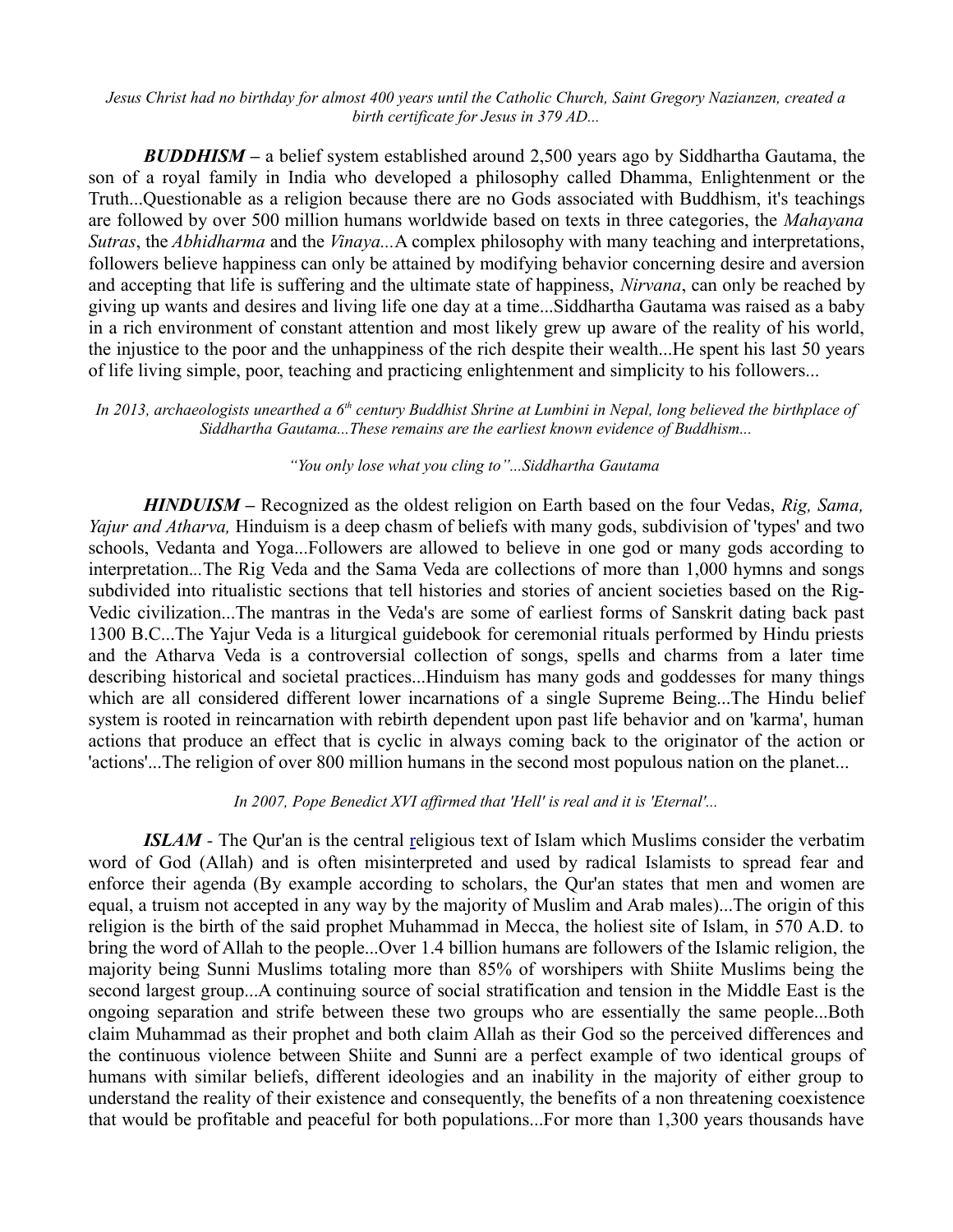*Jesus Christ had no birthday for almost 400 years until the Catholic Church, Saint Gregory Nazianzen, created a birth certificate for Jesus in 379 AD...*

***BUDDHISM*** – a belief system established around 2,500 years ago by Siddhartha Gautama, the son of a royal family in India who developed a philosophy called Dhamma, Enlightenment or the Truth...Questionable as a religion because there are no Gods associated with Buddhism, it's teachings are followed by over 500 million humans worldwide based on texts in three categories, the *Mahayana Sutras*, the *Abhidharma* and the *Vinaya...*A complex philosophy with many teaching and interpretations, followers believe happiness can only be attained by modifying behavior concerning desire and aversion and accepting that life is suffering and the ultimate state of happiness, *Nirvana*, can only be reached by giving up wants and desires and living life one day at a time...Siddhartha Gautama was raised as a baby in a rich environment of constant attention and most likely grew up aware of the reality of his world, the injustice to the poor and the unhappiness of the rich despite their wealth...He spent his last 50 years of life living simple, poor, teaching and practicing enlightenment and simplicity to his followers...

*In 2013, archaeologists unearthed a 6th century Buddhist Shrine at Lumbini in Nepal, long believed the birthplace of Siddhartha Gautama...These remains are the earliest known evidence of Buddhism...*

*"You only lose what you cling to"...Siddhartha Gautama*

***HINDUISM*** – Recognized as the oldest religion on Earth based on the four Vedas, *Rig, Sama, Yajur and Atharva,* Hinduism is a deep chasm of beliefs with many gods, subdivision of 'types' and two schools, Vedanta and Yoga...Followers are allowed to believe in one god or many gods according to interpretation...The Rig Veda and the Sama Veda are collections of more than 1,000 hymns and songs subdivided into ritualistic sections that tell histories and stories of ancient societies based on the Rig-Vedic civilization...The mantras in the Veda's are some of earliest forms of Sanskrit dating back past 1300 B.C...The Yajur Veda is a liturgical guidebook for ceremonial rituals performed by Hindu priests and the Atharva Veda is a controversial collection of songs, spells and charms from a later time describing historical and societal practices...Hinduism has many gods and goddesses for many things which are all considered different lower incarnations of a single Supreme Being...The Hindu belief system is rooted in reincarnation with rebirth dependent upon past life behavior and on 'karma', human actions that produce an effect that is cyclic in always coming back to the originator of the action or 'actions'...The religion of over 800 million humans in the second most populous nation on the planet...

*In 2007, Pope Benedict XVI affirmed that 'Hell' is real and it is 'Eternal'...*

***ISLAM*** - The Qur'an is the central religious text of Islam which Muslims consider the verbatim word of God (Allah) and is often misinterpreted and used by radical Islamists to spread fear and enforce their agenda (By example according to scholars, the Qur'an states that men and women are equal, a truism not accepted in any way by the majority of Muslim and Arab males)...The origin of this religion is the birth of the said prophet Muhammad in Mecca, the holiest site of Islam, in 570 A.D. to bring the word of Allah to the people...Over 1.4 billion humans are followers of the Islamic religion, the majority being Sunni Muslims totaling more than 85% of worshipers with Shiite Muslims being the second largest group...A continuing source of social stratification and tension in the Middle East is the ongoing separation and strife between these two groups who are essentially the same people...Both claim Muhammad as their prophet and both claim Allah as their God so the perceived differences and the continuous violence between Shiite and Sunni are a perfect example of two identical groups of humans with similar beliefs, different ideologies and an inability in the majority of either group to understand the reality of their existence and consequently, the benefits of a non threatening coexistence that would be profitable and peaceful for both populations...For more than 1,300 years thousands have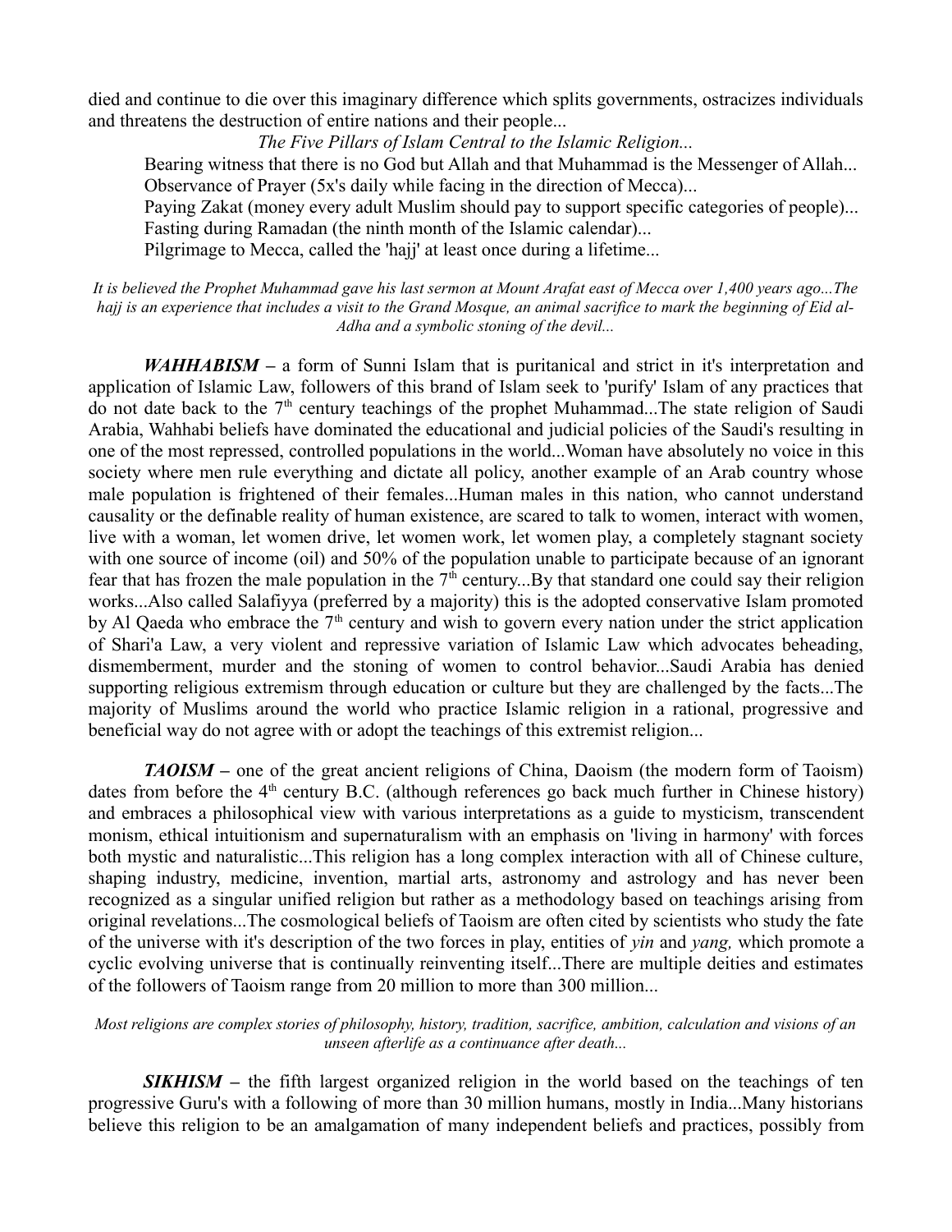died and continue to die over this imaginary difference which splits governments, ostracizes individuals and threatens the destruction of entire nations and their people...

*The Five Pillars of Islam Central to the Islamic Religion...*

Bearing witness that there is no God but Allah and that Muhammad is the Messenger of Allah...
Observance of Prayer (5x's daily while facing in the direction of Mecca)...
Paying Zakat (money every adult Muslim should pay to support specific categories of people)...
Fasting during Ramadan (the ninth month of the Islamic calendar)...
Pilgrimage to Mecca, called the 'hajj' at least once during a lifetime...

*It is believed the Prophet Muhammad gave his last sermon at Mount Arafat east of Mecca over 1,400 years ago...The hajj is an experience that includes a visit to the Grand Mosque, an animal sacrifice to mark the beginning of Eid al-Adha and a symbolic stoning of the devil...*

***WAHHABISM*** – a form of Sunni Islam that is puritanical and strict in it's interpretation and application of Islamic Law, followers of this brand of Islam seek to 'purify' Islam of any practices that do not date back to the 7th century teachings of the prophet Muhammad...The state religion of Saudi Arabia, Wahhabi beliefs have dominated the educational and judicial policies of the Saudi's resulting in one of the most repressed, controlled populations in the world...Woman have absolutely no voice in this society where men rule everything and dictate all policy, another example of an Arab country whose male population is frightened of their females...Human males in this nation, who cannot understand causality or the definable reality of human existence, are scared to talk to women, interact with women, live with a woman, let women drive, let women work, let women play, a completely stagnant society with one source of income (oil) and 50% of the population unable to participate because of an ignorant fear that has frozen the male population in the 7th century...By that standard one could say their religion works...Also called Salafiyya (preferred by a majority) this is the adopted conservative Islam promoted by Al Qaeda who embrace the 7th century and wish to govern every nation under the strict application of Shari'a Law, a very violent and repressive variation of Islamic Law which advocates beheading, dismemberment, murder and the stoning of women to control behavior...Saudi Arabia has denied supporting religious extremism through education or culture but they are challenged by the facts...The majority of Muslims around the world who practice Islamic religion in a rational, progressive and beneficial way do not agree with or adopt the teachings of this extremist religion...

***TAOISM*** – one of the great ancient religions of China, Daoism (the modern form of Taoism) dates from before the 4th century B.C. (although references go back much further in Chinese history) and embraces a philosophical view with various interpretations as a guide to mysticism, transcendent monism, ethical intuitionism and supernaturalism with an emphasis on 'living in harmony' with forces both mystic and naturalistic...This religion has a long complex interaction with all of Chinese culture, shaping industry, medicine, invention, martial arts, astronomy and astrology and has never been recognized as a singular unified religion but rather as a methodology based on teachings arising from original revelations...The cosmological beliefs of Taoism are often cited by scientists who study the fate of the universe with it's description of the two forces in play, entities of *yin* and *yang,* which promote a cyclic evolving universe that is continually reinventing itself...There are multiple deities and estimates of the followers of Taoism range from 20 million to more than 300 million...

*Most religions are complex stories of philosophy, history, tradition, sacrifice, ambition, calculation and visions of an unseen afterlife as a continuance after death...*

***SIKHISM*** – the fifth largest organized religion in the world based on the teachings of ten progressive Guru's with a following of more than 30 million humans, mostly in India...Many historians believe this religion to be an amalgamation of many independent beliefs and practices, possibly from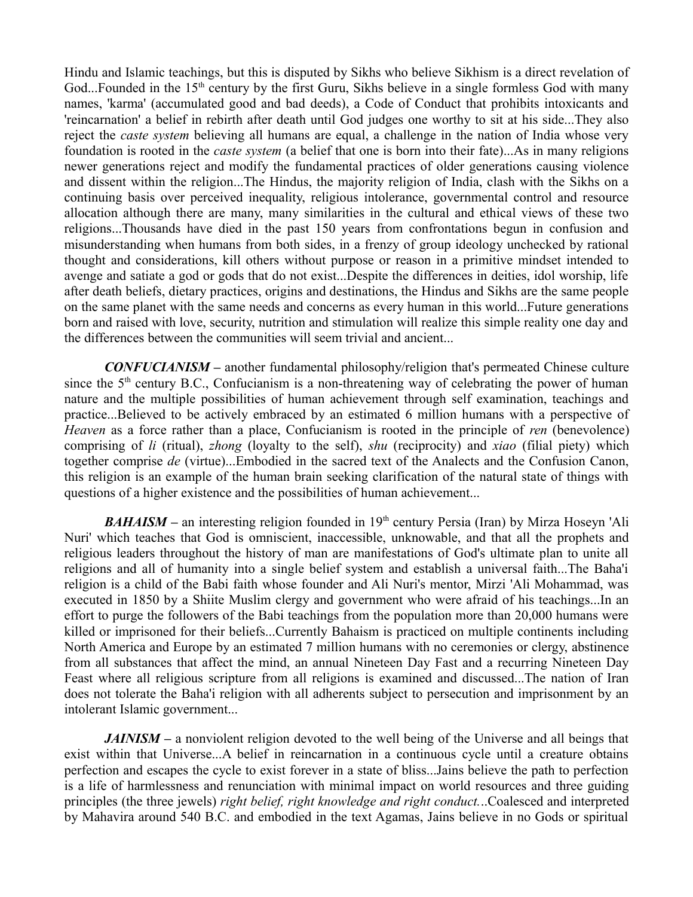Hindu and Islamic teachings, but this is disputed by Sikhs who believe Sikhism is a direct revelation of God...Founded in the 15th century by the first Guru, Sikhs believe in a single formless God with many names, 'karma' (accumulated good and bad deeds), a Code of Conduct that prohibits intoxicants and 'reincarnation' a belief in rebirth after death until God judges one worthy to sit at his side...They also reject the *caste system* believing all humans are equal, a challenge in the nation of India whose very foundation is rooted in the *caste system* (a belief that one is born into their fate)...As in many religions newer generations reject and modify the fundamental practices of older generations causing violence and dissent within the religion...The Hindus, the majority religion of India, clash with the Sikhs on a continuing basis over perceived inequality, religious intolerance, governmental control and resource allocation although there are many, many similarities in the cultural and ethical views of these two religions...Thousands have died in the past 150 years from confrontations begun in confusion and misunderstanding when humans from both sides, in a frenzy of group ideology unchecked by rational thought and considerations, kill others without purpose or reason in a primitive mindset intended to avenge and satiate a god or gods that do not exist...Despite the differences in deities, idol worship, life after death beliefs, dietary practices, origins and destinations, the Hindus and Sikhs are the same people on the same planet with the same needs and concerns as every human in this world...Future generations born and raised with love, security, nutrition and stimulation will realize this simple reality one day and the differences between the communities will seem trivial and ancient...

***CONFUCIANISM*** – another fundamental philosophy/religion that's permeated Chinese culture since the 5th century B.C., Confucianism is a non-threatening way of celebrating the power of human nature and the multiple possibilities of human achievement through self examination, teachings and practice...Believed to be actively embraced by an estimated 6 million humans with a perspective of *Heaven* as a force rather than a place, Confucianism is rooted in the principle of *ren* (benevolence) comprising of *li* (ritual), *zhong* (loyalty to the self), *shu* (reciprocity) and *xiao* (filial piety) which together comprise *de* (virtue)...Embodied in the sacred text of the Analects and the Confusion Canon, this religion is an example of the human brain seeking clarification of the natural state of things with questions of a higher existence and the possibilities of human achievement...

***BAHAISM*** – an interesting religion founded in 19th century Persia (Iran) by Mirza Hoseyn 'Ali Nuri' which teaches that God is omniscient, inaccessible, unknowable, and that all the prophets and religious leaders throughout the history of man are manifestations of God's ultimate plan to unite all religions and all of humanity into a single belief system and establish a universal faith...The Baha'i religion is a child of the Babi faith whose founder and Ali Nuri's mentor, Mirzi 'Ali Mohammad, was executed in 1850 by a Shiite Muslim clergy and government who were afraid of his teachings...In an effort to purge the followers of the Babi teachings from the population more than 20,000 humans were killed or imprisoned for their beliefs...Currently Bahaism is practiced on multiple continents including North America and Europe by an estimated 7 million humans with no ceremonies or clergy, abstinence from all substances that affect the mind, an annual Nineteen Day Fast and a recurring Nineteen Day Feast where all religious scripture from all religions is examined and discussed...The nation of Iran does not tolerate the Baha'i religion with all adherents subject to persecution and imprisonment by an intolerant Islamic government...

***JAINISM*** – a nonviolent religion devoted to the well being of the Universe and all beings that exist within that Universe...A belief in reincarnation in a continuous cycle until a creature obtains perfection and escapes the cycle to exist forever in a state of bliss...Jains believe the path to perfection is a life of harmlessness and renunciation with minimal impact on world resources and three guiding principles (the three jewels) *right belief, right knowledge and right conduct...*Coalesced and interpreted by Mahavira around 540 B.C. and embodied in the text Agamas, Jains believe in no Gods or spiritual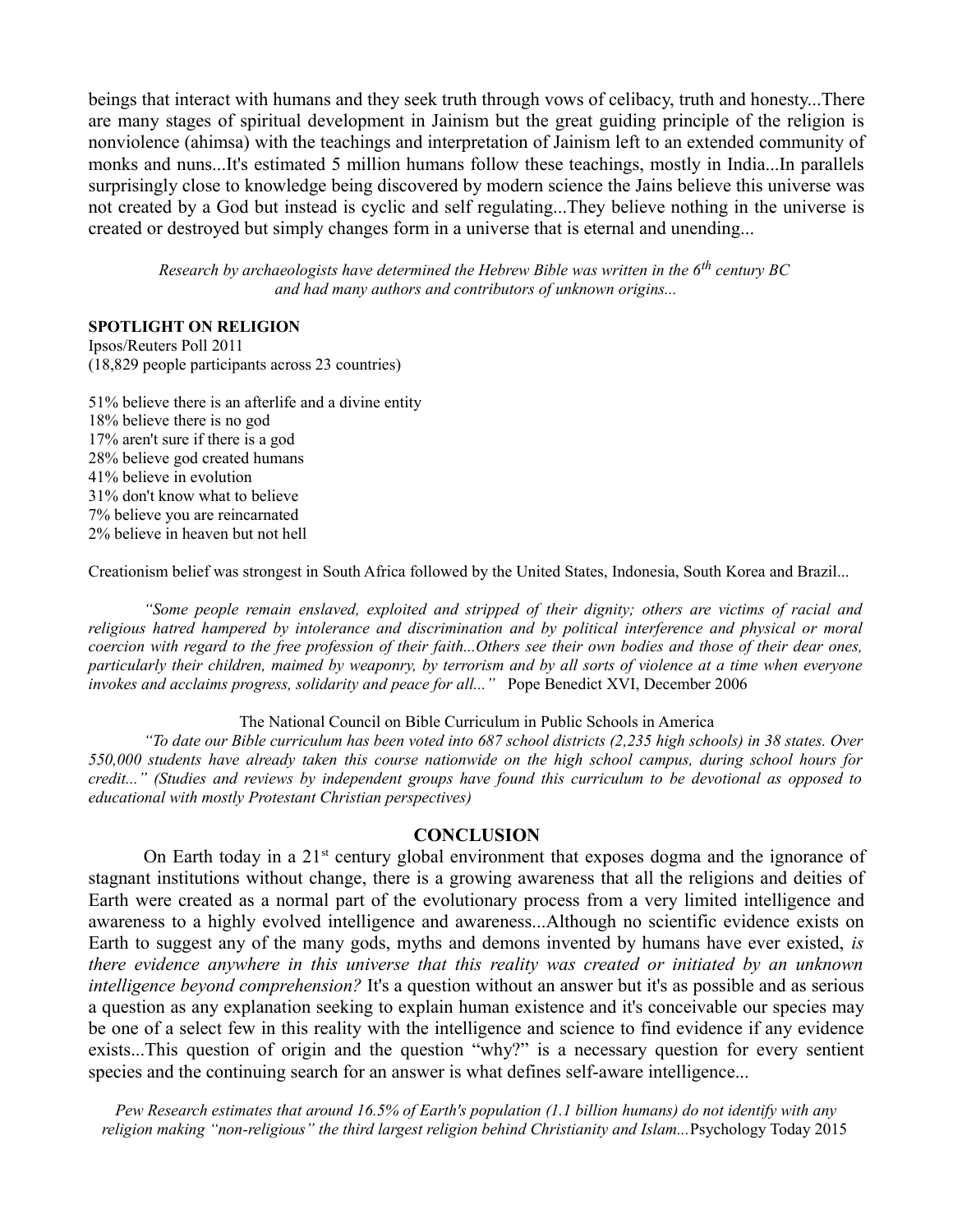beings that interact with humans and they seek truth through vows of celibacy, truth and honesty...There are many stages of spiritual development in Jainism but the great guiding principle of the religion is nonviolence (ahimsa) with the teachings and interpretation of Jainism left to an extended community of monks and nuns...It's estimated 5 million humans follow these teachings, mostly in India...In parallels surprisingly close to knowledge being discovered by modern science the Jains believe this universe was not created by a God but instead is cyclic and self regulating...They believe nothing in the universe is created or destroyed but simply changes form in a universe that is eternal and unending...

*Research by archaeologists have determined the Hebrew Bible was written in the 6th century BC and had many authors and contributors of unknown origins...*

**SPOTLIGHT ON RELIGION**
Ipsos/Reuters Poll 2011
(18,829 people participants across 23 countries)

51% believe there is an afterlife and a divine entity
18% believe there is no god
17% aren't sure if there is a god
28% believe god created humans
41% believe in evolution
31% don't know what to believe
7% believe you are reincarnated
2% believe in heaven but not hell

Creationism belief was strongest in South Africa followed by the United States, Indonesia, South Korea and Brazil...

*"Some people remain enslaved, exploited and stripped of their dignity; others are victims of racial and religious hatred hampered by intolerance and discrimination and by political interference and physical or moral coercion with regard to the free profession of their faith...Others see their own bodies and those of their dear ones, particularly their children, maimed by weaponry, by terrorism and by all sorts of violence at a time when everyone invokes and acclaims progress, solidarity and peace for all..."* Pope Benedict XVI, December 2006

The National Council on Bible Curriculum in Public Schools in America

*"To date our Bible curriculum has been voted into 687 school districts (2,235 high schools) in 38 states. Over 550,000 students have already taken this course nationwide on the high school campus, during school hours for credit..." (Studies and reviews by independent groups have found this curriculum to be devotional as opposed to educational with mostly Protestant Christian perspectives)*

## CONCLUSION

On Earth today in a 21st century global environment that exposes dogma and the ignorance of stagnant institutions without change, there is a growing awareness that all the religions and deities of Earth were created as a normal part of the evolutionary process from a very limited intelligence and awareness to a highly evolved intelligence and awareness...Although no scientific evidence exists on Earth to suggest any of the many gods, myths and demons invented by humans have ever existed, *is there evidence anywhere in this universe that this reality was created or initiated by an unknown intelligence beyond comprehension?* It's a question without an answer but it's as possible and as serious a question as any explanation seeking to explain human existence and it's conceivable our species may be one of a select few in this reality with the intelligence and science to find evidence if any evidence exists...This question of origin and the question "why?" is a necessary question for every sentient species and the continuing search for an answer is what defines self-aware intelligence...

*Pew Research estimates that around 16.5% of Earth's population (1.1 billion humans) do not identify with any religion making "non-religious" the third largest religion behind Christianity and Islam...* Psychology Today 2015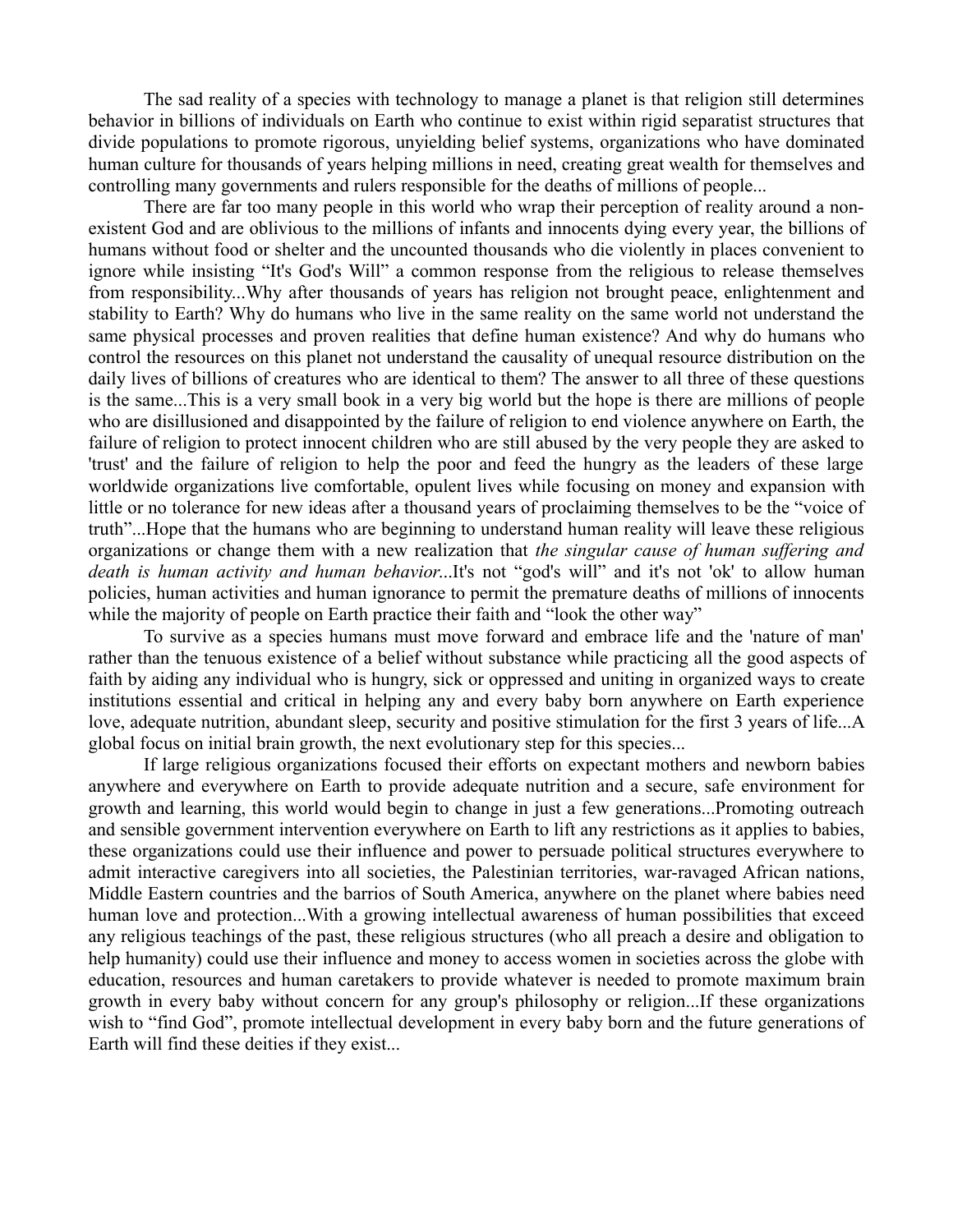The sad reality of a species with technology to manage a planet is that religion still determines behavior in billions of individuals on Earth who continue to exist within rigid separatist structures that divide populations to promote rigorous, unyielding belief systems, organizations who have dominated human culture for thousands of years helping millions in need, creating great wealth for themselves and controlling many governments and rulers responsible for the deaths of millions of people...

There are far too many people in this world who wrap their perception of reality around a non-existent God and are oblivious to the millions of infants and innocents dying every year, the billions of humans without food or shelter and the uncounted thousands who die violently in places convenient to ignore while insisting "It's God's Will" a common response from the religious to release themselves from responsibility...Why after thousands of years has religion not brought peace, enlightenment and stability to Earth? Why do humans who live in the same reality on the same world not understand the same physical processes and proven realities that define human existence? And why do humans who control the resources on this planet not understand the causality of unequal resource distribution on the daily lives of billions of creatures who are identical to them? The answer to all three of these questions is the same...This is a very small book in a very big world but the hope is there are millions of people who are disillusioned and disappointed by the failure of religion to end violence anywhere on Earth, the failure of religion to protect innocent children who are still abused by the very people they are asked to 'trust' and the failure of religion to help the poor and feed the hungry as the leaders of these large worldwide organizations live comfortable, opulent lives while focusing on money and expansion with little or no tolerance for new ideas after a thousand years of proclaiming themselves to be the "voice of truth"...Hope that the humans who are beginning to understand human reality will leave these religious organizations or change them with a new realization that *the singular cause of human suffering and death is human activity and human behavior*...It's not "god's will" and it's not 'ok' to allow human policies, human activities and human ignorance to permit the premature deaths of millions of innocents while the majority of people on Earth practice their faith and "look the other way"

To survive as a species humans must move forward and embrace life and the 'nature of man' rather than the tenuous existence of a belief without substance while practicing all the good aspects of faith by aiding any individual who is hungry, sick or oppressed and uniting in organized ways to create institutions essential and critical in helping any and every baby born anywhere on Earth experience love, adequate nutrition, abundant sleep, security and positive stimulation for the first 3 years of life...A global focus on initial brain growth, the next evolutionary step for this species...

If large religious organizations focused their efforts on expectant mothers and newborn babies anywhere and everywhere on Earth to provide adequate nutrition and a secure, safe environment for growth and learning, this world would begin to change in just a few generations...Promoting outreach and sensible government intervention everywhere on Earth to lift any restrictions as it applies to babies, these organizations could use their influence and power to persuade political structures everywhere to admit interactive caregivers into all societies, the Palestinian territories, war-ravaged African nations, Middle Eastern countries and the barrios of South America, anywhere on the planet where babies need human love and protection...With a growing intellectual awareness of human possibilities that exceed any religious teachings of the past, these religious structures (who all preach a desire and obligation to help humanity) could use their influence and money to access women in societies across the globe with education, resources and human caretakers to provide whatever is needed to promote maximum brain growth in every baby without concern for any group's philosophy or religion...If these organizations wish to "find God", promote intellectual development in every baby born and the future generations of Earth will find these deities if they exist...